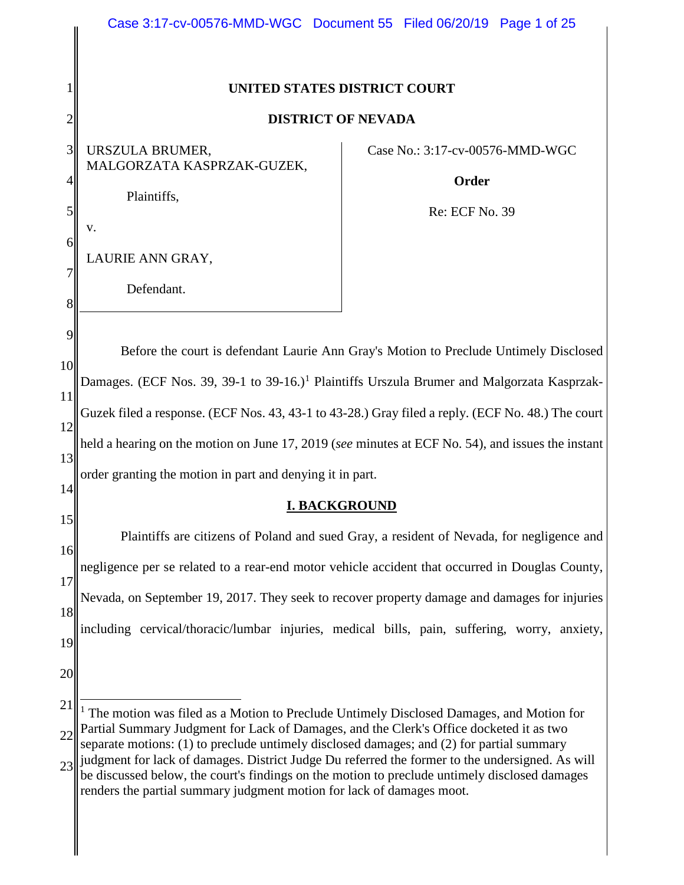**UNITED STATES DISTRICT COURT**

**DISTRICT OF NEVADA**

| | |
|---|---|
| URSZULA BRUMER, MALGORZATA KASPRZAK-GUZEK,<br><br>Plaintiffs,<br><br>v.<br><br>LAURIE ANN GRAY,<br><br>Defendant. | Case No.: 3:17-cv-00576-MMD-WGC<br><br>**Order**<br><br>Re: ECF No. 39 |

Before the court is defendant Laurie Ann Gray's Motion to Preclude Untimely Disclosed Damages. (ECF Nos. 39, 39-1 to 39-16.)[1] Plaintiffs Urszula Brumer and Malgorzata Kasprzak-Guzek filed a response. (ECF Nos. 43, 43-1 to 43-28.) Gray filed a reply. (ECF No. 48.) The court held a hearing on the motion on June 17, 2019 (*see* minutes at ECF No. 54), and issues the instant order granting the motion in part and denying it in part.

## I. BACKGROUND

Plaintiffs are citizens of Poland and sued Gray, a resident of Nevada, for negligence and negligence per se related to a rear-end motor vehicle accident that occurred in Douglas County, Nevada, on September 19, 2017. They seek to recover property damage and damages for injuries including cervical/thoracic/lumbar injuries, medical bills, pain, suffering, worry, anxiety,

---

[1] The motion was filed as a Motion to Preclude Untimely Disclosed Damages, and Motion for Partial Summary Judgment for Lack of Damages, and the Clerk's Office docketed it as two separate motions: (1) to preclude untimely disclosed damages; and (2) for partial summary judgment for lack of damages. District Judge Du referred the former to the undersigned. As will be discussed below, the court's findings on the motion to preclude untimely disclosed damages renders the partial summary judgment motion for lack of damages moot.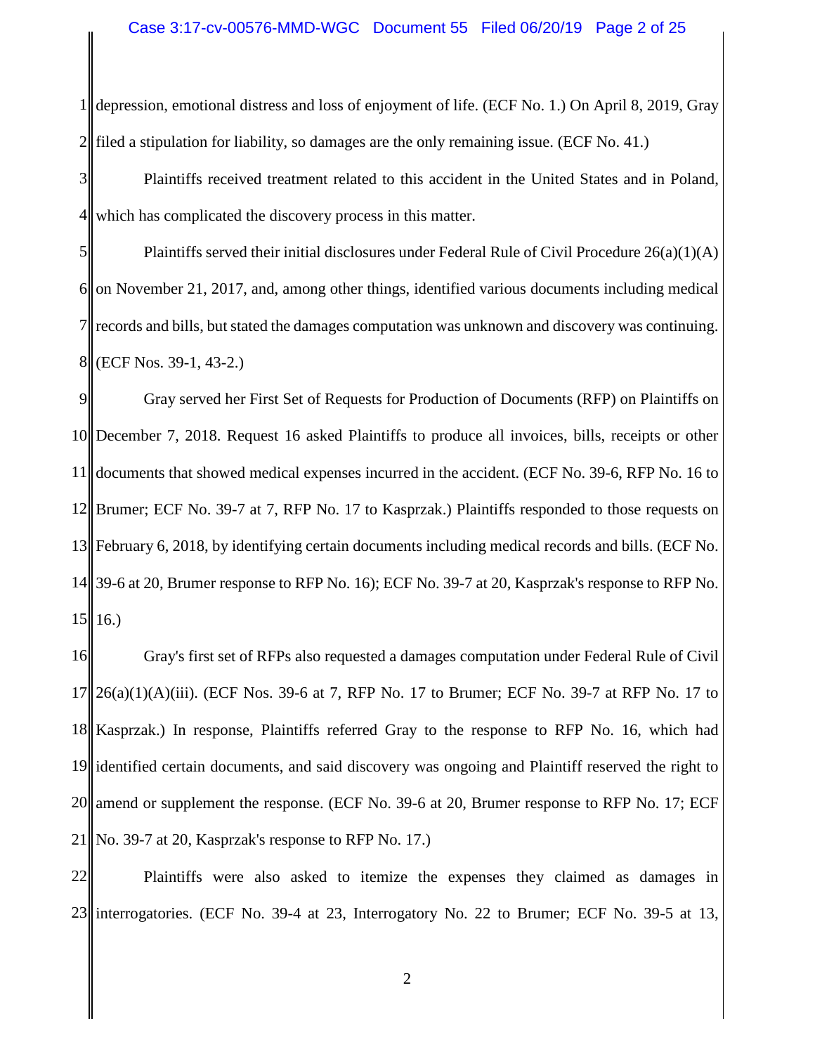depression, emotional distress and loss of enjoyment of life. (ECF No. 1.) On April 8, 2019, Gray filed a stipulation for liability, so damages are the only remaining issue. (ECF No. 41.)

Plaintiffs received treatment related to this accident in the United States and in Poland, which has complicated the discovery process in this matter.

Plaintiffs served their initial disclosures under Federal Rule of Civil Procedure 26(a)(1)(A) on November 21, 2017, and, among other things, identified various documents including medical records and bills, but stated the damages computation was unknown and discovery was continuing. (ECF Nos. 39-1, 43-2.)

Gray served her First Set of Requests for Production of Documents (RFP) on Plaintiffs on December 7, 2018. Request 16 asked Plaintiffs to produce all invoices, bills, receipts or other documents that showed medical expenses incurred in the accident. (ECF No. 39-6, RFP No. 16 to Brumer; ECF No. 39-7 at 7, RFP No. 17 to Kasprzak.) Plaintiffs responded to those requests on February 6, 2018, by identifying certain documents including medical records and bills. (ECF No. 39-6 at 20, Brumer response to RFP No. 16); ECF No. 39-7 at 20, Kasprzak's response to RFP No. 16.)

Gray's first set of RFPs also requested a damages computation under Federal Rule of Civil 26(a)(1)(A)(iii). (ECF Nos. 39-6 at 7, RFP No. 17 to Brumer; ECF No. 39-7 at RFP No. 17 to Kasprzak.) In response, Plaintiffs referred Gray to the response to RFP No. 16, which had identified certain documents, and said discovery was ongoing and Plaintiff reserved the right to amend or supplement the response. (ECF No. 39-6 at 20, Brumer response to RFP No. 17; ECF No. 39-7 at 20, Kasprzak's response to RFP No. 17.)

Plaintiffs were also asked to itemize the expenses they claimed as damages in interrogatories. (ECF No. 39-4 at 23, Interrogatory No. 22 to Brumer; ECF No. 39-5 at 13,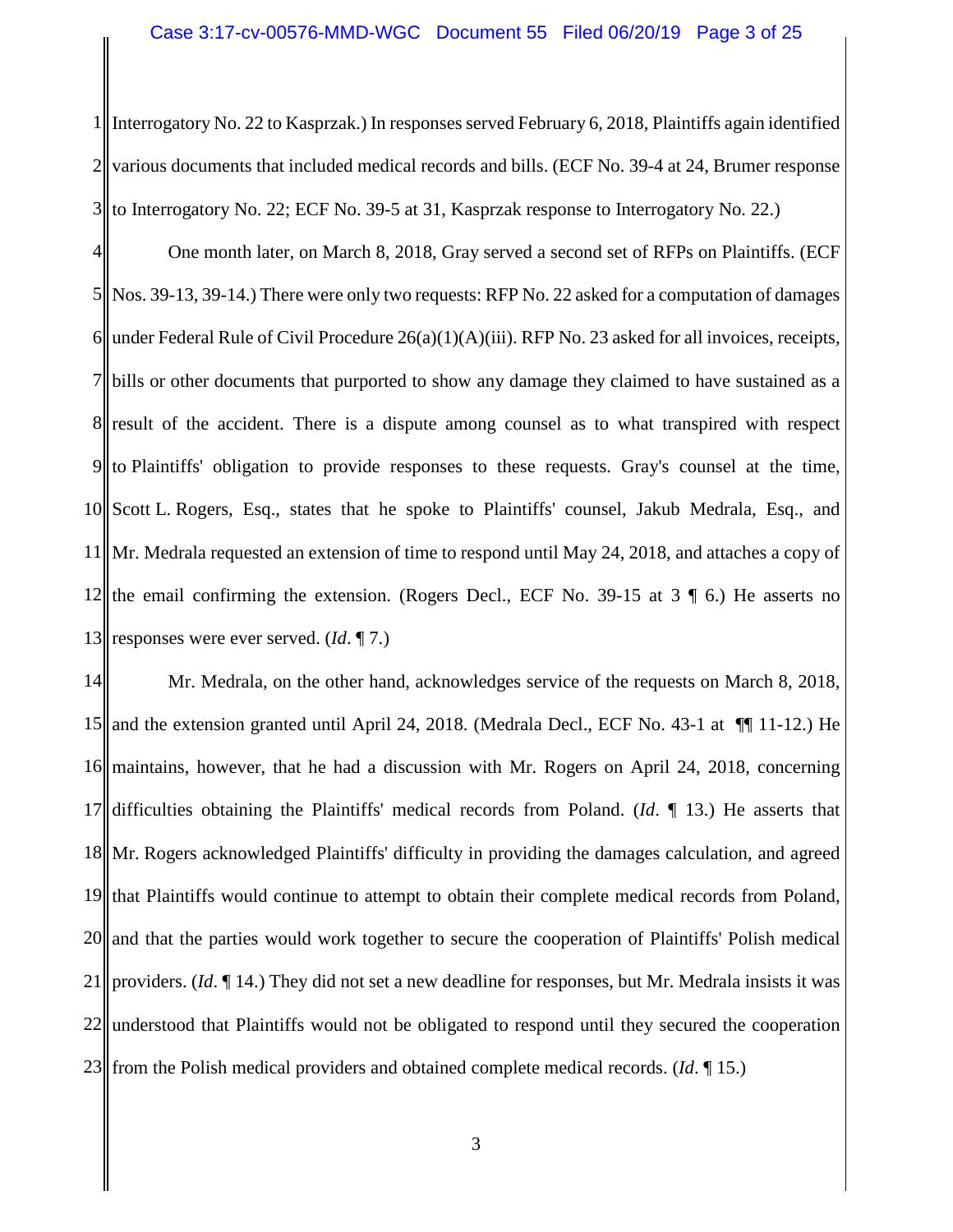Interrogatory No. 22 to Kasprzak.) In responses served February 6, 2018, Plaintiffs again identified various documents that included medical records and bills. (ECF No. 39-4 at 24, Brumer response to Interrogatory No. 22; ECF No. 39-5 at 31, Kasprzak response to Interrogatory No. 22.)

One month later, on March 8, 2018, Gray served a second set of RFPs on Plaintiffs. (ECF Nos. 39-13, 39-14.) There were only two requests: RFP No. 22 asked for a computation of damages under Federal Rule of Civil Procedure 26(a)(1)(A)(iii). RFP No. 23 asked for all invoices, receipts, bills or other documents that purported to show any damage they claimed to have sustained as a result of the accident. There is a dispute among counsel as to what transpired with respect to Plaintiffs' obligation to provide responses to these requests. Gray's counsel at the time, Scott L. Rogers, Esq., states that he spoke to Plaintiffs' counsel, Jakub Medrala, Esq., and Mr. Medrala requested an extension of time to respond until May 24, 2018, and attaches a copy of the email confirming the extension. (Rogers Decl., ECF No. 39-15 at 3 ¶ 6.) He asserts no responses were ever served. (*Id*. ¶ 7.)

Mr. Medrala, on the other hand, acknowledges service of the requests on March 8, 2018, and the extension granted until April 24, 2018. (Medrala Decl., ECF No. 43-1 at ¶¶ 11-12.) He maintains, however, that he had a discussion with Mr. Rogers on April 24, 2018, concerning difficulties obtaining the Plaintiffs' medical records from Poland. (*Id*. ¶ 13.) He asserts that Mr. Rogers acknowledged Plaintiffs' difficulty in providing the damages calculation, and agreed that Plaintiffs would continue to attempt to obtain their complete medical records from Poland, and that the parties would work together to secure the cooperation of Plaintiffs' Polish medical providers. (*Id*. ¶ 14.) They did not set a new deadline for responses, but Mr. Medrala insists it was understood that Plaintiffs would not be obligated to respond until they secured the cooperation from the Polish medical providers and obtained complete medical records. (*Id*. ¶ 15.)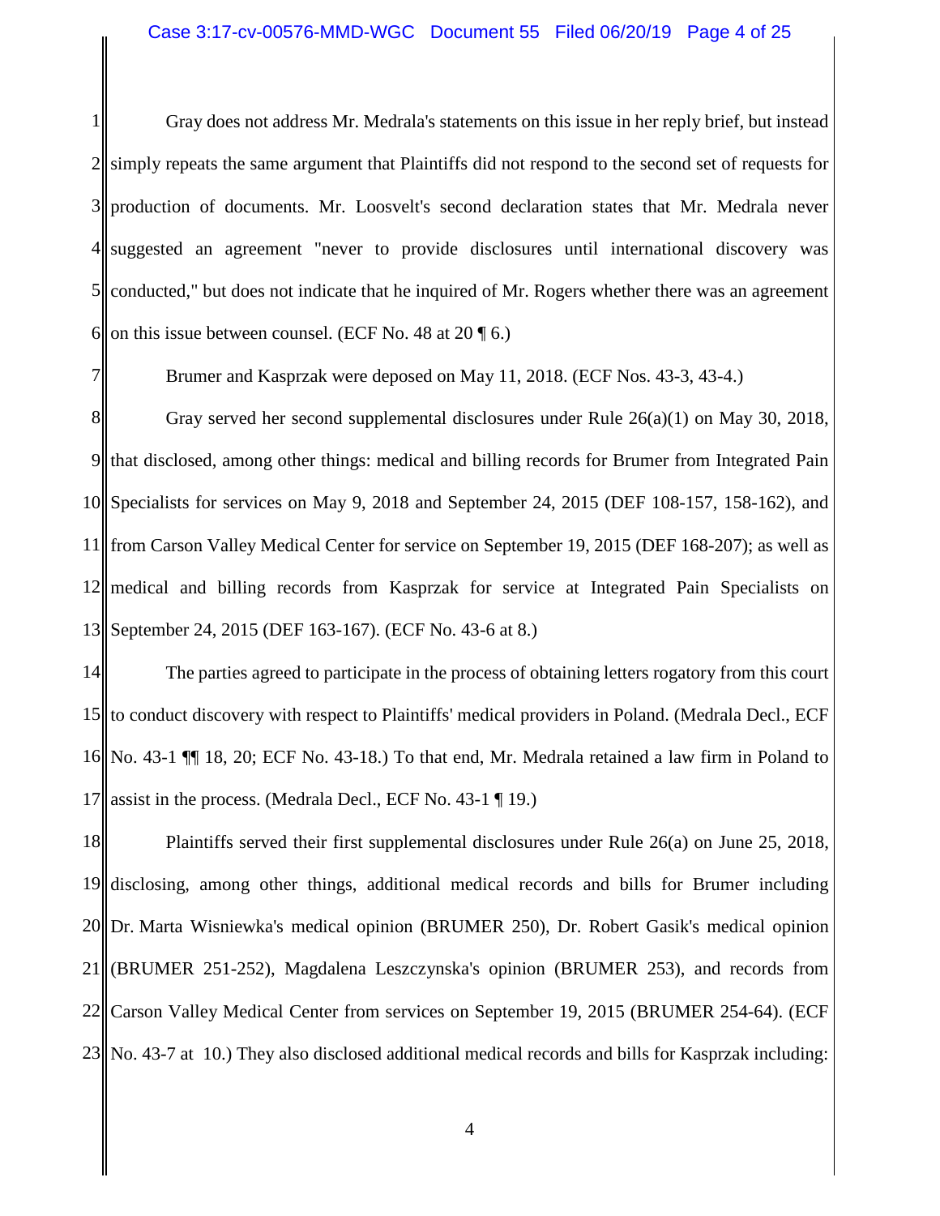Gray does not address Mr. Medrala's statements on this issue in her reply brief, but instead simply repeats the same argument that Plaintiffs did not respond to the second set of requests for production of documents. Mr. Loosvelt's second declaration states that Mr. Medrala never suggested an agreement "never to provide disclosures until international discovery was conducted," but does not indicate that he inquired of Mr. Rogers whether there was an agreement on this issue between counsel. (ECF No. 48 at 20 ¶ 6.)

Brumer and Kasprzak were deposed on May 11, 2018. (ECF Nos. 43-3, 43-4.)

Gray served her second supplemental disclosures under Rule 26(a)(1) on May 30, 2018, that disclosed, among other things: medical and billing records for Brumer from Integrated Pain Specialists for services on May 9, 2018 and September 24, 2015 (DEF 108-157, 158-162), and from Carson Valley Medical Center for service on September 19, 2015 (DEF 168-207); as well as medical and billing records from Kasprzak for service at Integrated Pain Specialists on September 24, 2015 (DEF 163-167). (ECF No. 43-6 at 8.)

The parties agreed to participate in the process of obtaining letters rogatory from this court to conduct discovery with respect to Plaintiffs' medical providers in Poland. (Medrala Decl., ECF No. 43-1 ¶¶ 18, 20; ECF No. 43-18.) To that end, Mr. Medrala retained a law firm in Poland to assist in the process. (Medrala Decl., ECF No. 43-1 ¶ 19.)

Plaintiffs served their first supplemental disclosures under Rule 26(a) on June 25, 2018, disclosing, among other things, additional medical records and bills for Brumer including Dr. Marta Wisniewka's medical opinion (BRUMER 250), Dr. Robert Gasik's medical opinion (BRUMER 251-252), Magdalena Leszczynska's opinion (BRUMER 253), and records from Carson Valley Medical Center from services on September 19, 2015 (BRUMER 254-64). (ECF No. 43-7 at 10.) They also disclosed additional medical records and bills for Kasprzak including: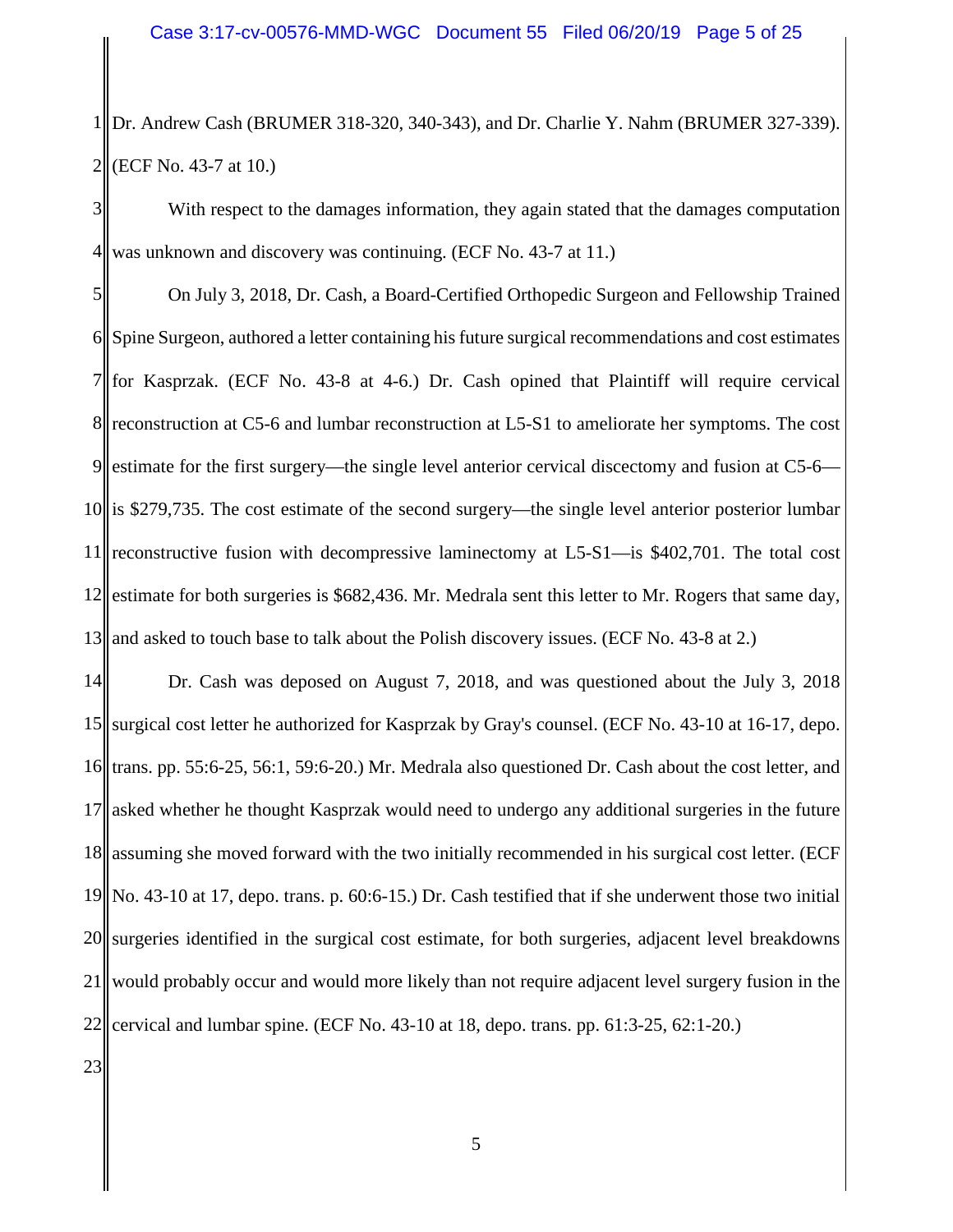Dr. Andrew Cash (BRUMER 318-320, 340-343), and Dr. Charlie Y. Nahm (BRUMER 327-339). (ECF No. 43-7 at 10.)

With respect to the damages information, they again stated that the damages computation was unknown and discovery was continuing. (ECF No. 43-7 at 11.)

On July 3, 2018, Dr. Cash, a Board-Certified Orthopedic Surgeon and Fellowship Trained Spine Surgeon, authored a letter containing his future surgical recommendations and cost estimates for Kasprzak. (ECF No. 43-8 at 4-6.) Dr. Cash opined that Plaintiff will require cervical reconstruction at C5-6 and lumbar reconstruction at L5-S1 to ameliorate her symptoms. The cost estimate for the first surgery—the single level anterior cervical discectomy and fusion at C5-6—is $279,735. The cost estimate of the second surgery—the single level anterior posterior lumbar reconstructive fusion with decompressive laminectomy at L5-S1—is $402,701. The total cost estimate for both surgeries is $682,436. Mr. Medrala sent this letter to Mr. Rogers that same day, and asked to touch base to talk about the Polish discovery issues. (ECF No. 43-8 at 2.)

Dr. Cash was deposed on August 7, 2018, and was questioned about the July 3, 2018 surgical cost letter he authorized for Kasprzak by Gray's counsel. (ECF No. 43-10 at 16-17, depo. trans. pp. 55:6-25, 56:1, 59:6-20.) Mr. Medrala also questioned Dr. Cash about the cost letter, and asked whether he thought Kasprzak would need to undergo any additional surgeries in the future assuming she moved forward with the two initially recommended in his surgical cost letter. (ECF No. 43-10 at 17, depo. trans. p. 60:6-15.) Dr. Cash testified that if she underwent those two initial surgeries identified in the surgical cost estimate, for both surgeries, adjacent level breakdowns would probably occur and would more likely than not require adjacent level surgery fusion in the cervical and lumbar spine. (ECF No. 43-10 at 18, depo. trans. pp. 61:3-25, 62:1-20.)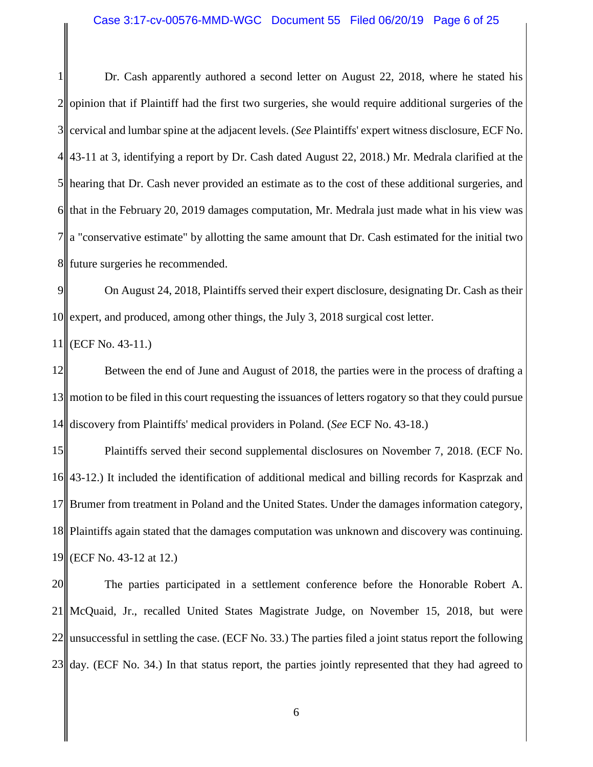Dr. Cash apparently authored a second letter on August 22, 2018, where he stated his opinion that if Plaintiff had the first two surgeries, she would require additional surgeries of the cervical and lumbar spine at the adjacent levels. (*See* Plaintiffs' expert witness disclosure, ECF No. 43-11 at 3, identifying a report by Dr. Cash dated August 22, 2018.) Mr. Medrala clarified at the hearing that Dr. Cash never provided an estimate as to the cost of these additional surgeries, and that in the February 20, 2019 damages computation, Mr. Medrala just made what in his view was a "conservative estimate" by allotting the same amount that Dr. Cash estimated for the initial two future surgeries he recommended.

On August 24, 2018, Plaintiffs served their expert disclosure, designating Dr. Cash as their expert, and produced, among other things, the July 3, 2018 surgical cost letter. (ECF No. 43-11.)

Between the end of June and August of 2018, the parties were in the process of drafting a motion to be filed in this court requesting the issuances of letters rogatory so that they could pursue discovery from Plaintiffs' medical providers in Poland. (*See* ECF No. 43-18.)

Plaintiffs served their second supplemental disclosures on November 7, 2018. (ECF No. 43-12.) It included the identification of additional medical and billing records for Kasprzak and Brumer from treatment in Poland and the United States. Under the damages information category, Plaintiffs again stated that the damages computation was unknown and discovery was continuing. (ECF No. 43-12 at 12.)

The parties participated in a settlement conference before the Honorable Robert A. McQuaid, Jr., recalled United States Magistrate Judge, on November 15, 2018, but were unsuccessful in settling the case. (ECF No. 33.) The parties filed a joint status report the following day. (ECF No. 34.) In that status report, the parties jointly represented that they had agreed to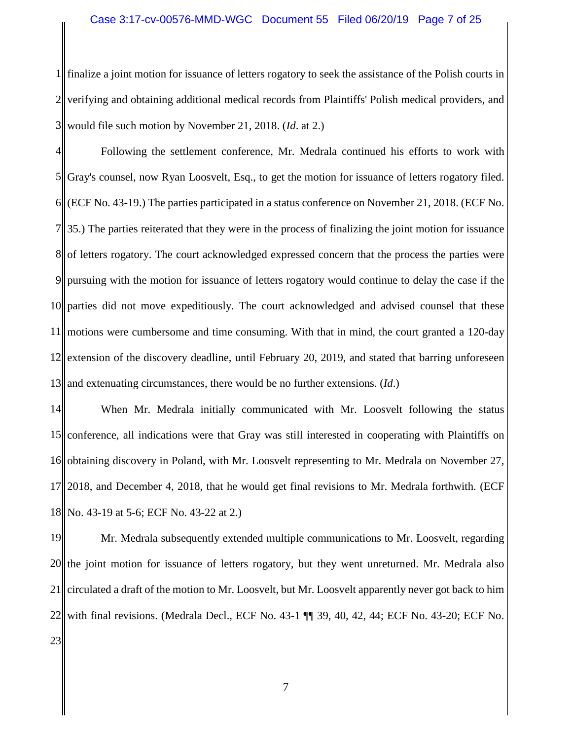finalize a joint motion for issuance of letters rogatory to seek the assistance of the Polish courts in verifying and obtaining additional medical records from Plaintiffs' Polish medical providers, and would file such motion by November 21, 2018. (*Id*. at 2.)

Following the settlement conference, Mr. Medrala continued his efforts to work with Gray's counsel, now Ryan Loosvelt, Esq., to get the motion for issuance of letters rogatory filed. (ECF No. 43-19.) The parties participated in a status conference on November 21, 2018. (ECF No. 35.) The parties reiterated that they were in the process of finalizing the joint motion for issuance of letters rogatory. The court acknowledged expressed concern that the process the parties were pursuing with the motion for issuance of letters rogatory would continue to delay the case if the parties did not move expeditiously. The court acknowledged and advised counsel that these motions were cumbersome and time consuming. With that in mind, the court granted a 120-day extension of the discovery deadline, until February 20, 2019, and stated that barring unforeseen and extenuating circumstances, there would be no further extensions. (*Id*.)

When Mr. Medrala initially communicated with Mr. Loosvelt following the status conference, all indications were that Gray was still interested in cooperating with Plaintiffs on obtaining discovery in Poland, with Mr. Loosvelt representing to Mr. Medrala on November 27, 2018, and December 4, 2018, that he would get final revisions to Mr. Medrala forthwith. (ECF No. 43-19 at 5-6; ECF No. 43-22 at 2.)

Mr. Medrala subsequently extended multiple communications to Mr. Loosvelt, regarding the joint motion for issuance of letters rogatory, but they went unreturned. Mr. Medrala also circulated a draft of the motion to Mr. Loosvelt, but Mr. Loosvelt apparently never got back to him with final revisions. (Medrala Decl., ECF No. 43-1 ¶¶ 39, 40, 42, 44; ECF No. 43-20; ECF No.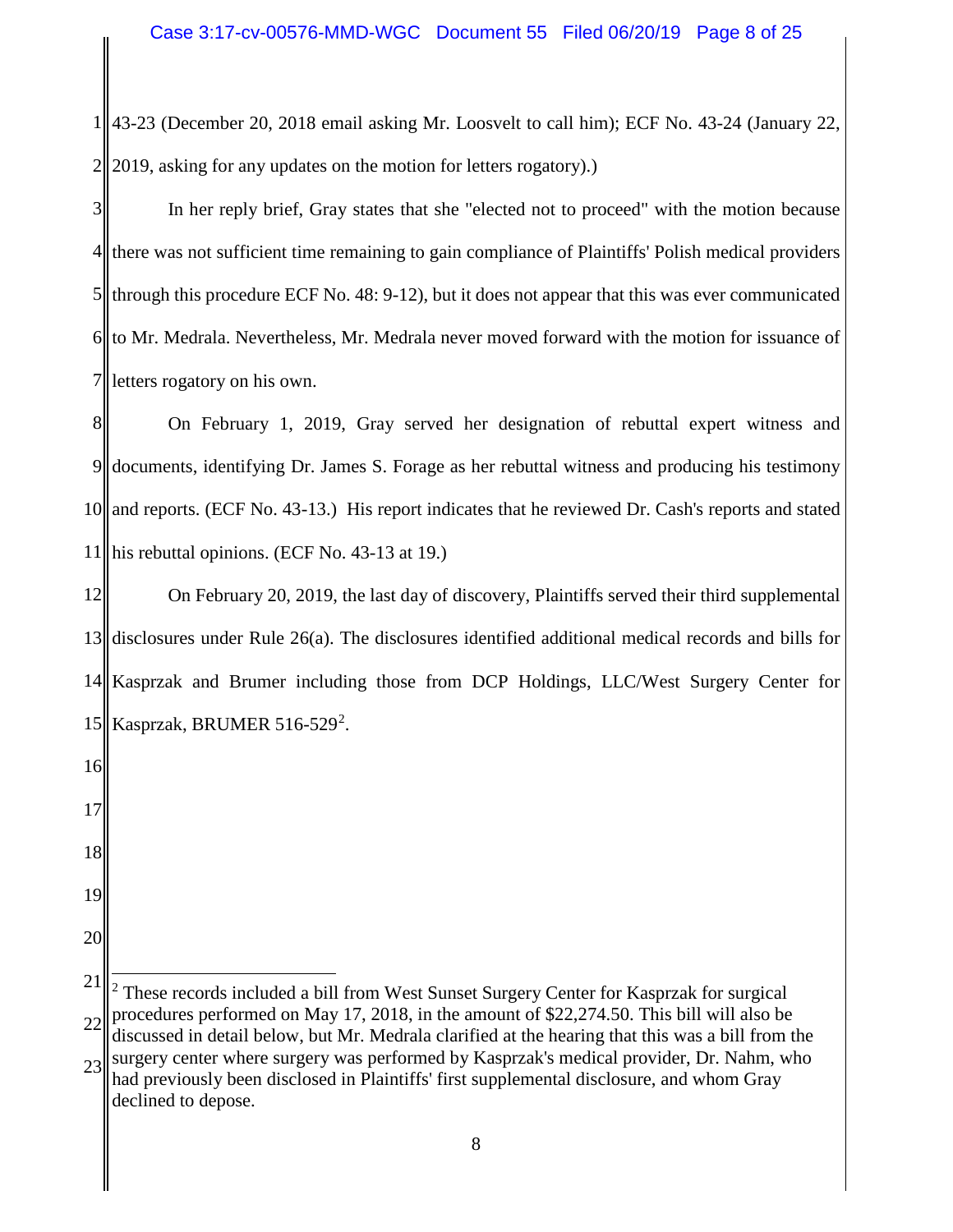43-23 (December 20, 2018 email asking Mr. Loosvelt to call him); ECF No. 43-24 (January 22, 2019, asking for any updates on the motion for letters rogatory).)

In her reply brief, Gray states that she "elected not to proceed" with the motion because there was not sufficient time remaining to gain compliance of Plaintiffs' Polish medical providers through this procedure ECF No. 48: 9-12), but it does not appear that this was ever communicated to Mr. Medrala. Nevertheless, Mr. Medrala never moved forward with the motion for issuance of letters rogatory on his own.

On February 1, 2019, Gray served her designation of rebuttal expert witness and documents, identifying Dr. James S. Forage as her rebuttal witness and producing his testimony and reports. (ECF No. 43-13.) His report indicates that he reviewed Dr. Cash's reports and stated his rebuttal opinions. (ECF No. 43-13 at 19.)

On February 20, 2019, the last day of discovery, Plaintiffs served their third supplemental disclosures under Rule 26(a). The disclosures identified additional medical records and bills for Kasprzak and Brumer including those from DCP Holdings, LLC/West Surgery Center for Kasprzak, BRUMER 516-529[2].

---

[2] These records included a bill from West Sunset Surgery Center for Kasprzak for surgical procedures performed on May 17, 2018, in the amount of $22,274.50. This bill will also be discussed in detail below, but Mr. Medrala clarified at the hearing that this was a bill from the surgery center where surgery was performed by Kasprzak's medical provider, Dr. Nahm, who had previously been disclosed in Plaintiffs' first supplemental disclosure, and whom Gray declined to depose.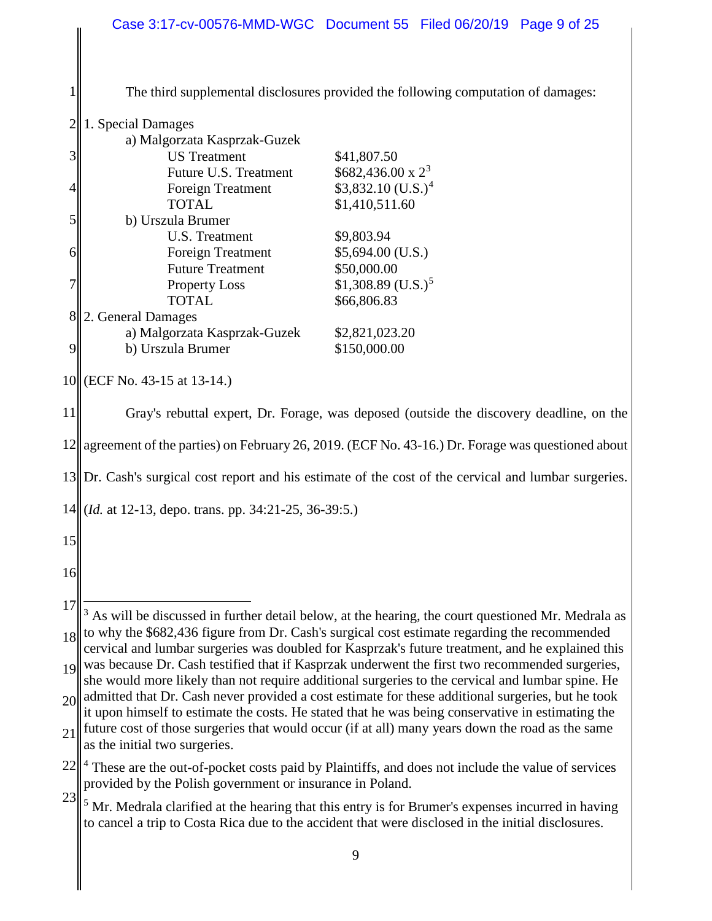The third supplemental disclosures provided the following computation of damages:

| | |
|---|---|
| 1. Special Damages | |
| a) Malgorzata Kasprzak-Guzek | |
| US Treatment | \$41,807.50 |
| Future U.S. Treatment | \$682,436.00 x 2[3] |
| Foreign Treatment | \$3,832.10 (U.S.)[4] |
| TOTAL | \$1,410,511.60 |
| b) Urszula Brumer | |
| U.S. Treatment | \$9,803.94 |
| Foreign Treatment | \$5,694.00 (U.S.) |
| Future Treatment | \$50,000.00 |
| Property Loss | \$1,308.89 (U.S.)[5] |
| TOTAL | \$66,806.83 |
| 2. General Damages | |
| a) Malgorzata Kasprzak-Guzek | \$2,821,023.20 |
| b) Urszula Brumer | \$150,000.00 |

(ECF No. 43-15 at 13-14.)

Gray's rebuttal expert, Dr. Forage, was deposed (outside the discovery deadline, on the agreement of the parties) on February 26, 2019. (ECF No. 43-16.) Dr. Forage was questioned about Dr. Cash's surgical cost report and his estimate of the cost of the cervical and lumbar surgeries. (*Id.* at 12-13, depo. trans. pp. 34:21-25, 36-39:5.)

---

[3] As will be discussed in further detail below, at the hearing, the court questioned Mr. Medrala as to why the \$682,436 figure from Dr. Cash's surgical cost estimate regarding the recommended cervical and lumbar surgeries was doubled for Kasprzak's future treatment, and he explained this was because Dr. Cash testified that if Kasprzak underwent the first two recommended surgeries, she would more likely than not require additional surgeries to the cervical and lumbar spine. He admitted that Dr. Cash never provided a cost estimate for these additional surgeries, but he took it upon himself to estimate the costs. He stated that he was being conservative in estimating the future cost of those surgeries that would occur (if at all) many years down the road as the same as the initial two surgeries.

[4] These are the out-of-pocket costs paid by Plaintiffs, and does not include the value of services provided by the Polish government or insurance in Poland.

[5] Mr. Medrala clarified at the hearing that this entry is for Brumer's expenses incurred in having to cancel a trip to Costa Rica due to the accident that were disclosed in the initial disclosures.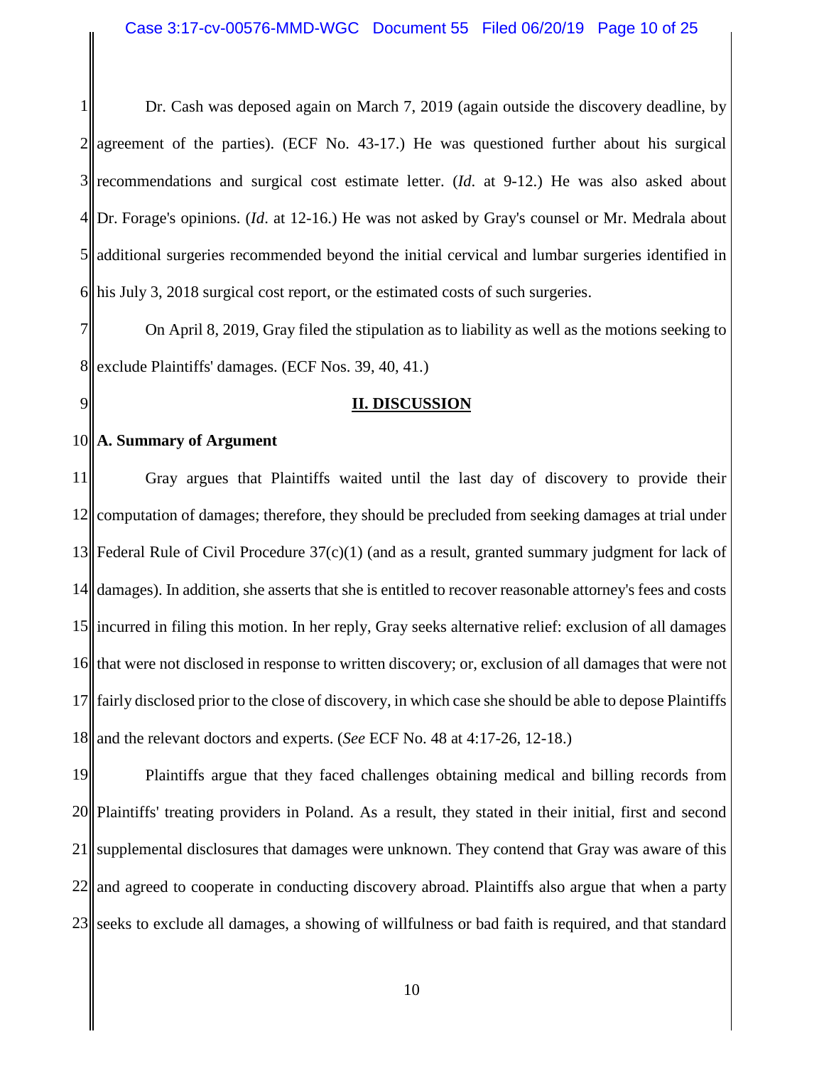Dr. Cash was deposed again on March 7, 2019 (again outside the discovery deadline, by agreement of the parties). (ECF No. 43-17.) He was questioned further about his surgical recommendations and surgical cost estimate letter. (*Id*. at 9-12.) He was also asked about Dr. Forage's opinions. (*Id*. at 12-16.) He was not asked by Gray's counsel or Mr. Medrala about additional surgeries recommended beyond the initial cervical and lumbar surgeries identified in his July 3, 2018 surgical cost report, or the estimated costs of such surgeries.

On April 8, 2019, Gray filed the stipulation as to liability as well as the motions seeking to exclude Plaintiffs' damages. (ECF Nos. 39, 40, 41.)

## II. DISCUSSION

### A. Summary of Argument

Gray argues that Plaintiffs waited until the last day of discovery to provide their computation of damages; therefore, they should be precluded from seeking damages at trial under Federal Rule of Civil Procedure 37(c)(1) (and as a result, granted summary judgment for lack of damages). In addition, she asserts that she is entitled to recover reasonable attorney's fees and costs incurred in filing this motion. In her reply, Gray seeks alternative relief: exclusion of all damages that were not disclosed in response to written discovery; or, exclusion of all damages that were not fairly disclosed prior to the close of discovery, in which case she should be able to depose Plaintiffs and the relevant doctors and experts. (*See* ECF No. 48 at 4:17-26, 12-18.)

Plaintiffs argue that they faced challenges obtaining medical and billing records from Plaintiffs' treating providers in Poland. As a result, they stated in their initial, first and second supplemental disclosures that damages were unknown. They contend that Gray was aware of this and agreed to cooperate in conducting discovery abroad. Plaintiffs also argue that when a party seeks to exclude all damages, a showing of willfulness or bad faith is required, and that standard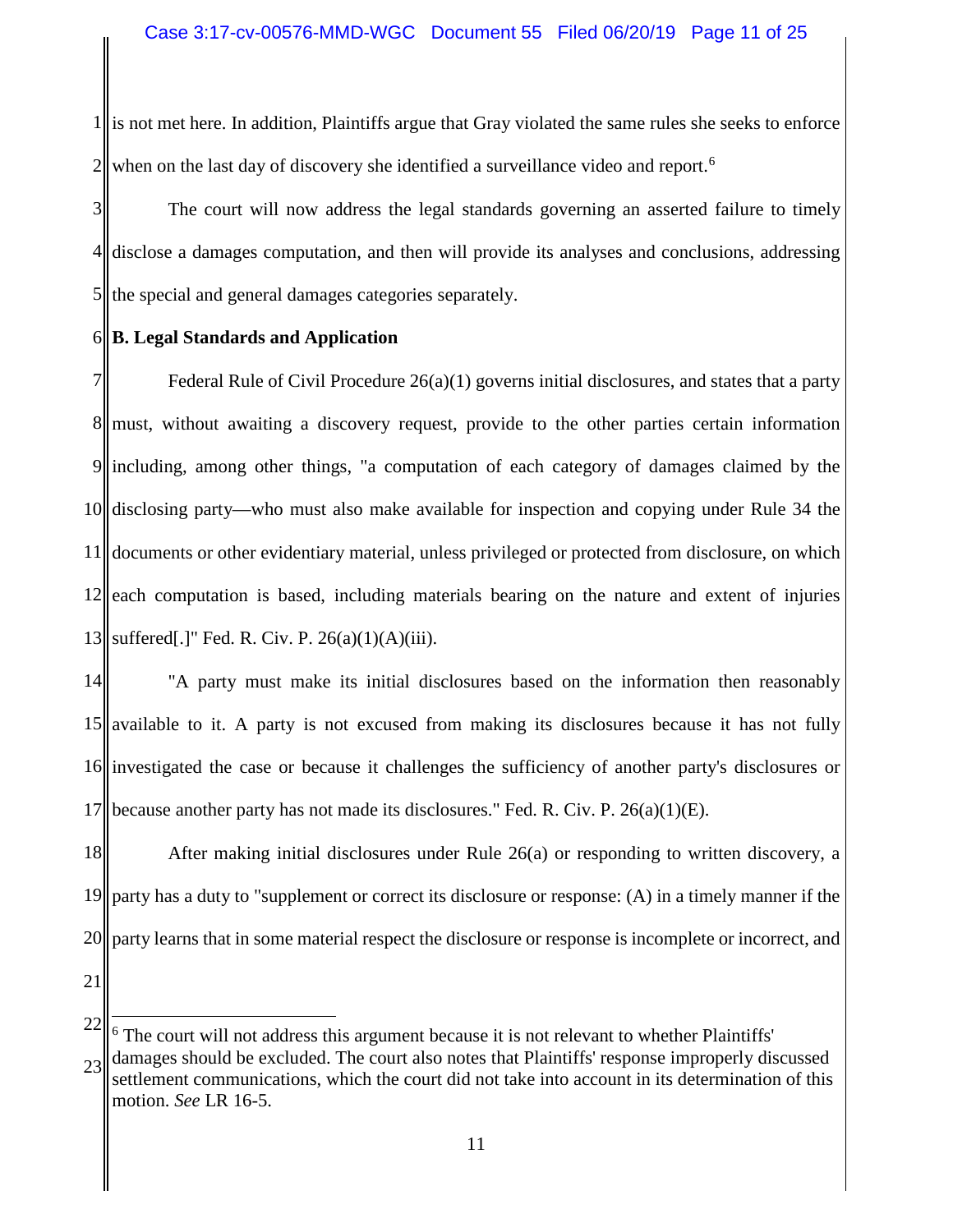is not met here. In addition, Plaintiffs argue that Gray violated the same rules she seeks to enforce when on the last day of discovery she identified a surveillance video and report.[6]

The court will now address the legal standards governing an asserted failure to timely disclose a damages computation, and then will provide its analyses and conclusions, addressing the special and general damages categories separately.

**B. Legal Standards and Application**

Federal Rule of Civil Procedure 26(a)(1) governs initial disclosures, and states that a party must, without awaiting a discovery request, provide to the other parties certain information including, among other things, "a computation of each category of damages claimed by the disclosing party—who must also make available for inspection and copying under Rule 34 the documents or other evidentiary material, unless privileged or protected from disclosure, on which each computation is based, including materials bearing on the nature and extent of injuries suffered[.]" Fed. R. Civ. P. 26(a)(1)(A)(iii).

"A party must make its initial disclosures based on the information then reasonably available to it. A party is not excused from making its disclosures because it has not fully investigated the case or because it challenges the sufficiency of another party's disclosures or because another party has not made its disclosures." Fed. R. Civ. P. 26(a)(1)(E).

After making initial disclosures under Rule 26(a) or responding to written discovery, a party has a duty to "supplement or correct its disclosure or response: (A) in a timely manner if the party learns that in some material respect the disclosure or response is incomplete or incorrect, and

[6] The court will not address this argument because it is not relevant to whether Plaintiffs' damages should be excluded. The court also notes that Plaintiffs' response improperly discussed settlement communications, which the court did not take into account in its determination of this motion. *See* LR 16-5.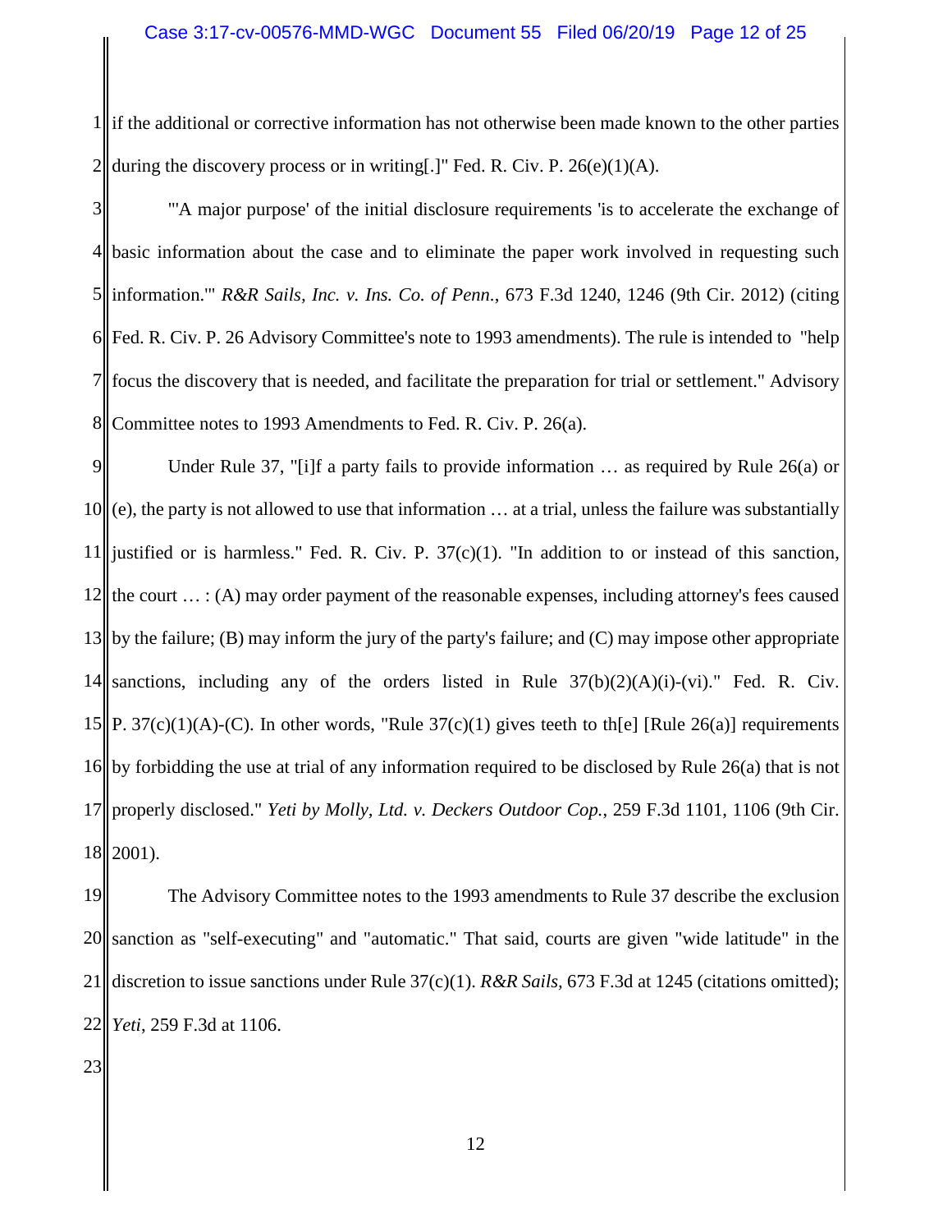if the additional or corrective information has not otherwise been made known to the other parties during the discovery process or in writing[.]" Fed. R. Civ. P. 26(e)(1)(A).

"'A major purpose' of the initial disclosure requirements 'is to accelerate the exchange of basic information about the case and to eliminate the paper work involved in requesting such information.'" *R&R Sails, Inc. v. Ins. Co. of Penn.*, 673 F.3d 1240, 1246 (9th Cir. 2012) (citing Fed. R. Civ. P. 26 Advisory Committee's note to 1993 amendments). The rule is intended to "help focus the discovery that is needed, and facilitate the preparation for trial or settlement." Advisory Committee notes to 1993 Amendments to Fed. R. Civ. P. 26(a).

Under Rule 37, "[i]f a party fails to provide information … as required by Rule 26(a) or (e), the party is not allowed to use that information … at a trial, unless the failure was substantially justified or is harmless." Fed. R. Civ. P. 37(c)(1). "In addition to or instead of this sanction, the court … : (A) may order payment of the reasonable expenses, including attorney's fees caused by the failure; (B) may inform the jury of the party's failure; and (C) may impose other appropriate sanctions, including any of the orders listed in Rule 37(b)(2)(A)(i)-(vi)." Fed. R. Civ. P. 37(c)(1)(A)-(C). In other words, "Rule 37(c)(1) gives teeth to th[e] [Rule 26(a)] requirements by forbidding the use at trial of any information required to be disclosed by Rule 26(a) that is not properly disclosed." *Yeti by Molly, Ltd. v. Deckers Outdoor Cop.*, 259 F.3d 1101, 1106 (9th Cir. 2001).

The Advisory Committee notes to the 1993 amendments to Rule 37 describe the exclusion sanction as "self-executing" and "automatic." That said, courts are given "wide latitude" in the discretion to issue sanctions under Rule 37(c)(1). *R&R Sails*, 673 F.3d at 1245 (citations omitted); *Yeti*, 259 F.3d at 1106.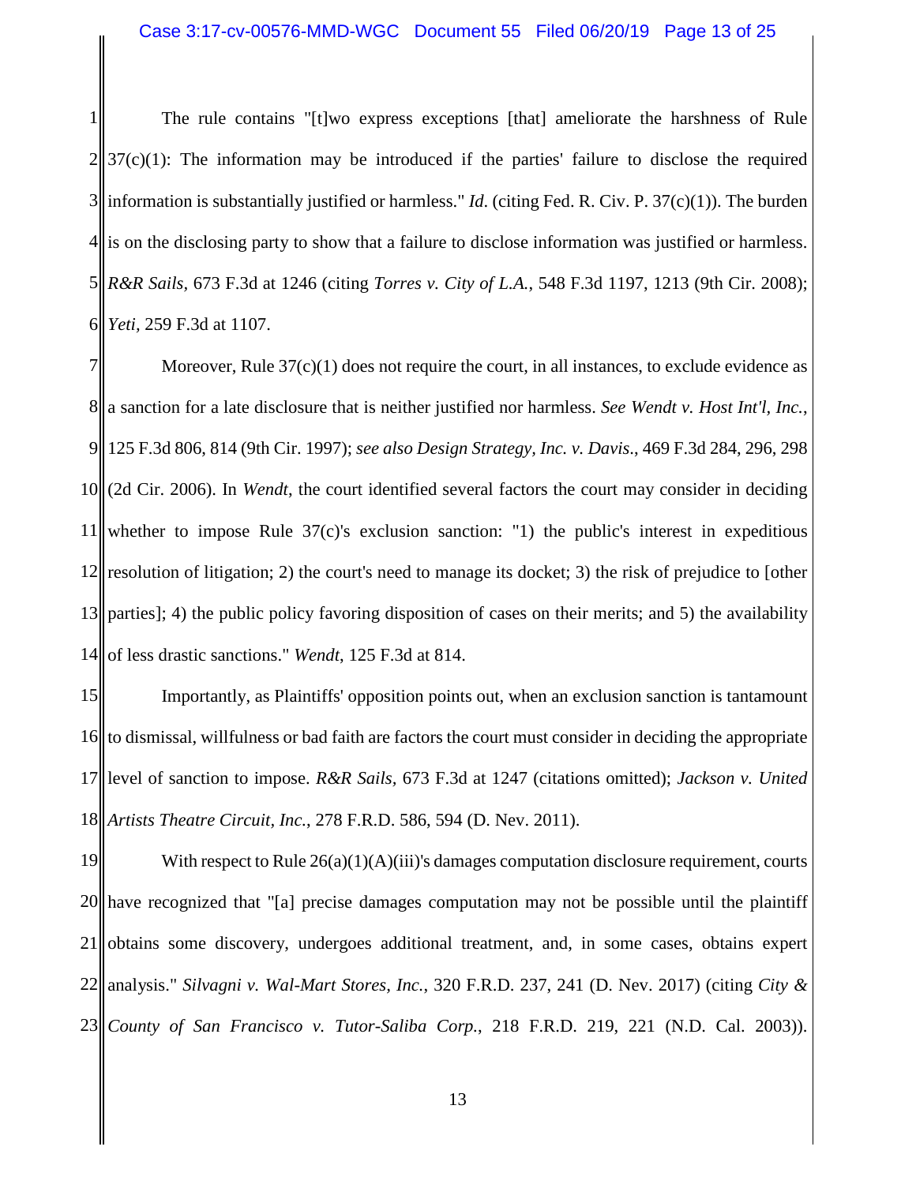The rule contains "[t]wo express exceptions [that] ameliorate the harshness of Rule 37(c)(1): The information may be introduced if the parties' failure to disclose the required information is substantially justified or harmless." *Id.* (citing Fed. R. Civ. P. 37(c)(1)). The burden is on the disclosing party to show that a failure to disclose information was justified or harmless. *R&R Sails*, 673 F.3d at 1246 (citing *Torres v. City of L.A.*, 548 F.3d 1197, 1213 (9th Cir. 2008); *Yeti*, 259 F.3d at 1107.

Moreover, Rule 37(c)(1) does not require the court, in all instances, to exclude evidence as a sanction for a late disclosure that is neither justified nor harmless. *See Wendt v. Host Int'l, Inc.*, 125 F.3d 806, 814 (9th Cir. 1997); *see also Design Strategy, Inc. v. Davis*., 469 F.3d 284, 296, 298 (2d Cir. 2006). In *Wendt*, the court identified several factors the court may consider in deciding whether to impose Rule 37(c)'s exclusion sanction: "1) the public's interest in expeditious resolution of litigation; 2) the court's need to manage its docket; 3) the risk of prejudice to [other parties]; 4) the public policy favoring disposition of cases on their merits; and 5) the availability of less drastic sanctions." *Wendt*, 125 F.3d at 814.

Importantly, as Plaintiffs' opposition points out, when an exclusion sanction is tantamount to dismissal, willfulness or bad faith are factors the court must consider in deciding the appropriate level of sanction to impose. *R&R Sails*, 673 F.3d at 1247 (citations omitted); *Jackson v. United Artists Theatre Circuit, Inc.*, 278 F.R.D. 586, 594 (D. Nev. 2011).

With respect to Rule 26(a)(1)(A)(iii)'s damages computation disclosure requirement, courts have recognized that "[a] precise damages computation may not be possible until the plaintiff obtains some discovery, undergoes additional treatment, and, in some cases, obtains expert analysis." *Silvagni v. Wal-Mart Stores, Inc.*, 320 F.R.D. 237, 241 (D. Nev. 2017) (citing *City & County of San Francisco v. Tutor-Saliba Corp.*, 218 F.R.D. 219, 221 (N.D. Cal. 2003)).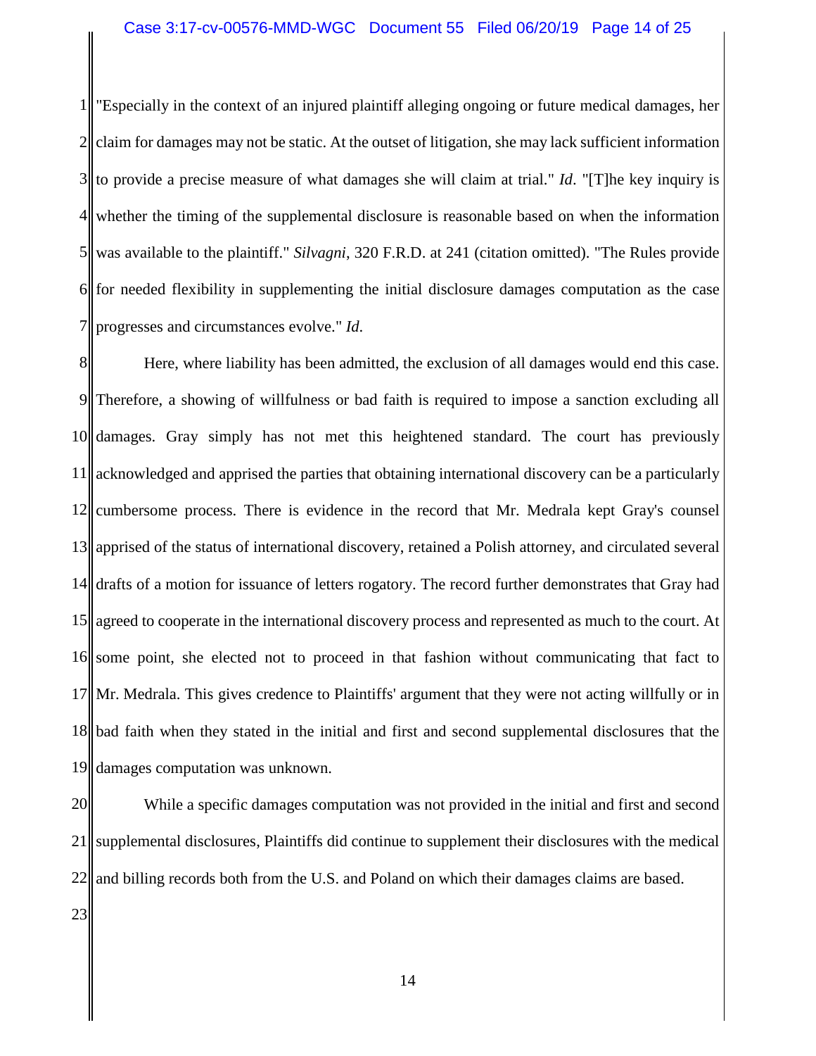"Especially in the context of an injured plaintiff alleging ongoing or future medical damages, her claim for damages may not be static. At the outset of litigation, she may lack sufficient information to provide a precise measure of what damages she will claim at trial." *Id*. "[T]he key inquiry is whether the timing of the supplemental disclosure is reasonable based on when the information was available to the plaintiff." *Silvagni*, 320 F.R.D. at 241 (citation omitted). "The Rules provide for needed flexibility in supplementing the initial disclosure damages computation as the case progresses and circumstances evolve." *Id*.

Here, where liability has been admitted, the exclusion of all damages would end this case. Therefore, a showing of willfulness or bad faith is required to impose a sanction excluding all damages. Gray simply has not met this heightened standard. The court has previously acknowledged and apprised the parties that obtaining international discovery can be a particularly cumbersome process. There is evidence in the record that Mr. Medrala kept Gray's counsel apprised of the status of international discovery, retained a Polish attorney, and circulated several drafts of a motion for issuance of letters rogatory. The record further demonstrates that Gray had agreed to cooperate in the international discovery process and represented as much to the court. At some point, she elected not to proceed in that fashion without communicating that fact to Mr. Medrala. This gives credence to Plaintiffs' argument that they were not acting willfully or in bad faith when they stated in the initial and first and second supplemental disclosures that the damages computation was unknown.

While a specific damages computation was not provided in the initial and first and second supplemental disclosures, Plaintiffs did continue to supplement their disclosures with the medical and billing records both from the U.S. and Poland on which their damages claims are based.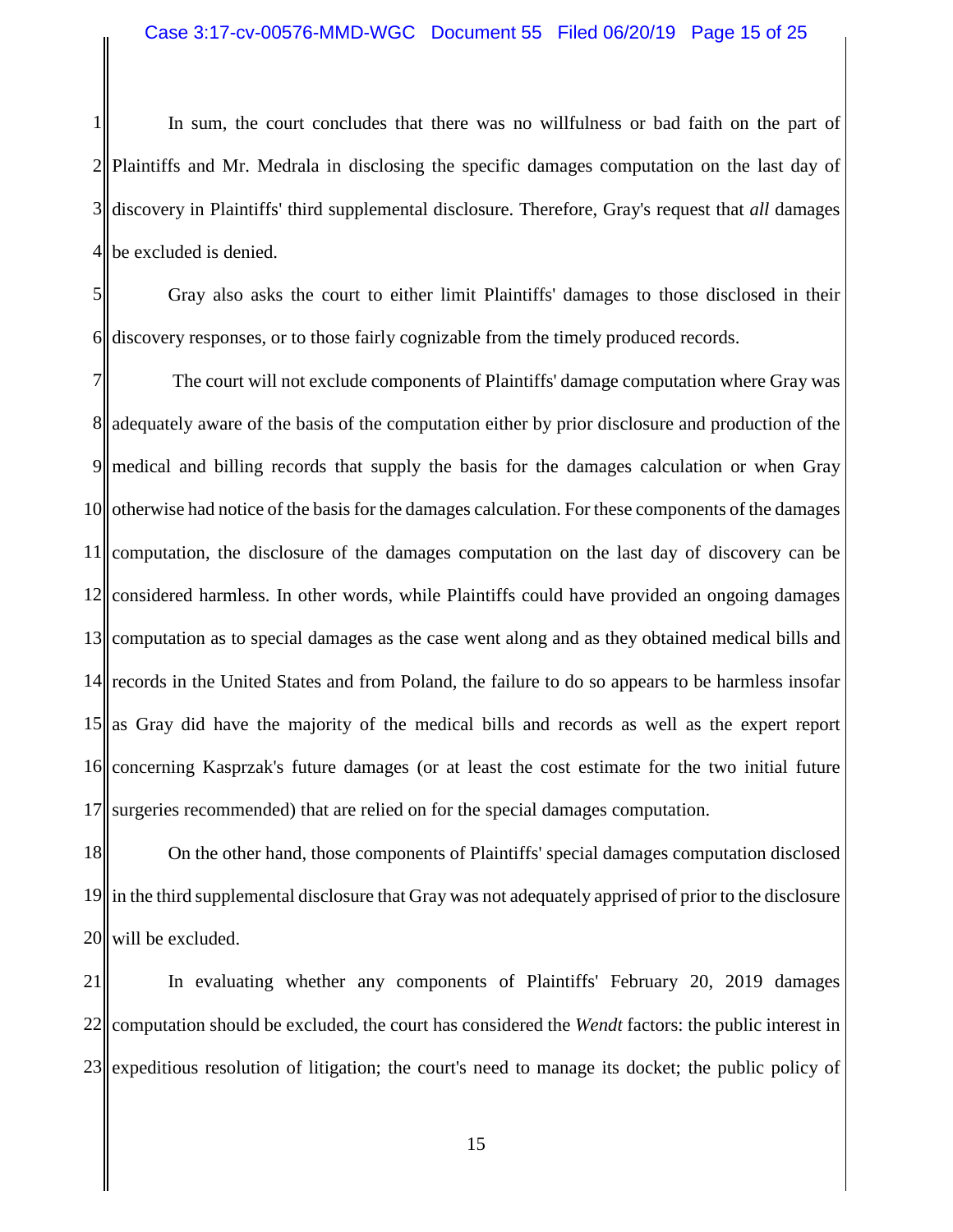In sum, the court concludes that there was no willfulness or bad faith on the part of Plaintiffs and Mr. Medrala in disclosing the specific damages computation on the last day of discovery in Plaintiffs' third supplemental disclosure. Therefore, Gray's request that *all* damages be excluded is denied.

Gray also asks the court to either limit Plaintiffs' damages to those disclosed in their discovery responses, or to those fairly cognizable from the timely produced records.

The court will not exclude components of Plaintiffs' damage computation where Gray was adequately aware of the basis of the computation either by prior disclosure and production of the medical and billing records that supply the basis for the damages calculation or when Gray otherwise had notice of the basis for the damages calculation. For these components of the damages computation, the disclosure of the damages computation on the last day of discovery can be considered harmless. In other words, while Plaintiffs could have provided an ongoing damages computation as to special damages as the case went along and as they obtained medical bills and records in the United States and from Poland, the failure to do so appears to be harmless insofar as Gray did have the majority of the medical bills and records as well as the expert report concerning Kasprzak's future damages (or at least the cost estimate for the two initial future surgeries recommended) that are relied on for the special damages computation.

On the other hand, those components of Plaintiffs' special damages computation disclosed in the third supplemental disclosure that Gray was not adequately apprised of prior to the disclosure will be excluded.

In evaluating whether any components of Plaintiffs' February 20, 2019 damages computation should be excluded, the court has considered the *Wendt* factors: the public interest in expeditious resolution of litigation; the court's need to manage its docket; the public policy of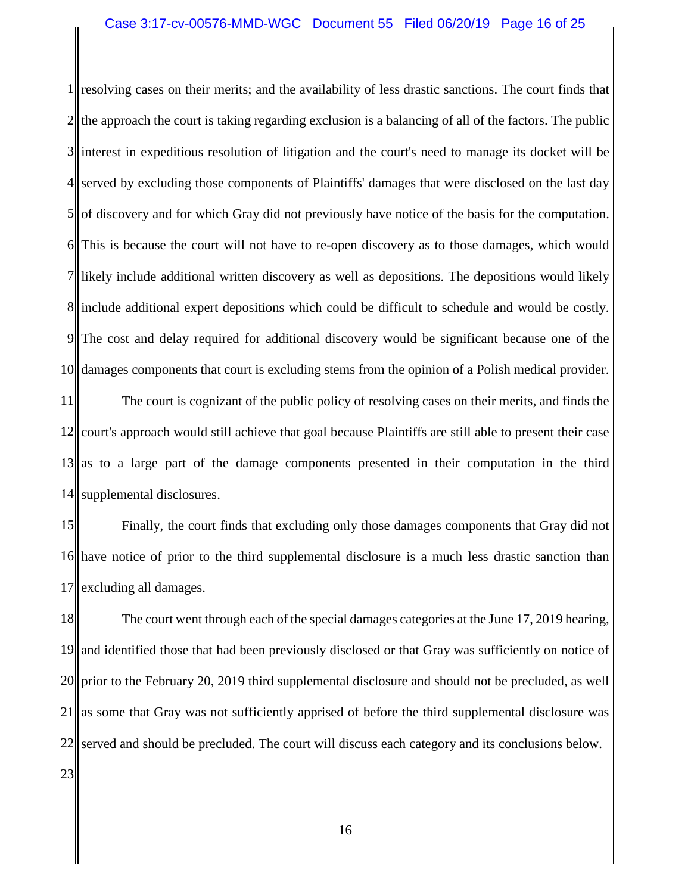resolving cases on their merits; and the availability of less drastic sanctions. The court finds that the approach the court is taking regarding exclusion is a balancing of all of the factors. The public interest in expeditious resolution of litigation and the court's need to manage its docket will be served by excluding those components of Plaintiffs' damages that were disclosed on the last day of discovery and for which Gray did not previously have notice of the basis for the computation. This is because the court will not have to re-open discovery as to those damages, which would likely include additional written discovery as well as depositions. The depositions would likely include additional expert depositions which could be difficult to schedule and would be costly. The cost and delay required for additional discovery would be significant because one of the damages components that court is excluding stems from the opinion of a Polish medical provider.

The court is cognizant of the public policy of resolving cases on their merits, and finds the court's approach would still achieve that goal because Plaintiffs are still able to present their case as to a large part of the damage components presented in their computation in the third supplemental disclosures.

Finally, the court finds that excluding only those damages components that Gray did not have notice of prior to the third supplemental disclosure is a much less drastic sanction than excluding all damages.

The court went through each of the special damages categories at the June 17, 2019 hearing, and identified those that had been previously disclosed or that Gray was sufficiently on notice of prior to the February 20, 2019 third supplemental disclosure and should not be precluded, as well as some that Gray was not sufficiently apprised of before the third supplemental disclosure was served and should be precluded. The court will discuss each category and its conclusions below.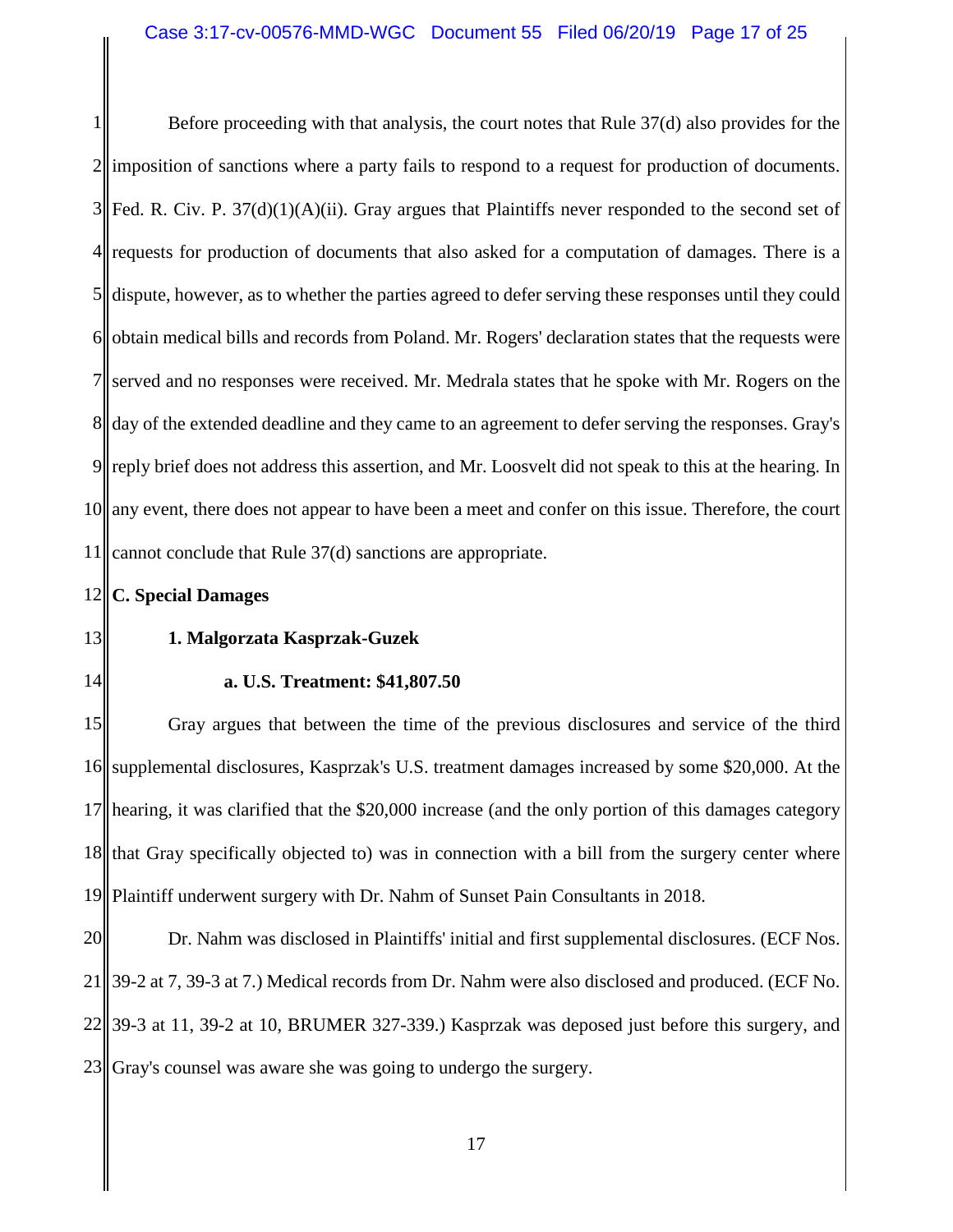Before proceeding with that analysis, the court notes that Rule 37(d) also provides for the imposition of sanctions where a party fails to respond to a request for production of documents. Fed. R. Civ. P. 37(d)(1)(A)(ii). Gray argues that Plaintiffs never responded to the second set of requests for production of documents that also asked for a computation of damages. There is a dispute, however, as to whether the parties agreed to defer serving these responses until they could obtain medical bills and records from Poland. Mr. Rogers' declaration states that the requests were served and no responses were received. Mr. Medrala states that he spoke with Mr. Rogers on the day of the extended deadline and they came to an agreement to defer serving the responses. Gray's reply brief does not address this assertion, and Mr. Loosvelt did not speak to this at the hearing. In any event, there does not appear to have been a meet and confer on this issue. Therefore, the court cannot conclude that Rule 37(d) sanctions are appropriate.

**C. Special Damages**

**1. Malgorzata Kasprzak-Guzek**

**a. U.S. Treatment: $41,807.50**

Gray argues that between the time of the previous disclosures and service of the third supplemental disclosures, Kasprzak's U.S. treatment damages increased by some $20,000. At the hearing, it was clarified that the $20,000 increase (and the only portion of this damages category that Gray specifically objected to) was in connection with a bill from the surgery center where Plaintiff underwent surgery with Dr. Nahm of Sunset Pain Consultants in 2018.

Dr. Nahm was disclosed in Plaintiffs' initial and first supplemental disclosures. (ECF Nos. 39-2 at 7, 39-3 at 7.) Medical records from Dr. Nahm were also disclosed and produced. (ECF No. 39-3 at 11, 39-2 at 10, BRUMER 327-339.) Kasprzak was deposed just before this surgery, and Gray's counsel was aware she was going to undergo the surgery.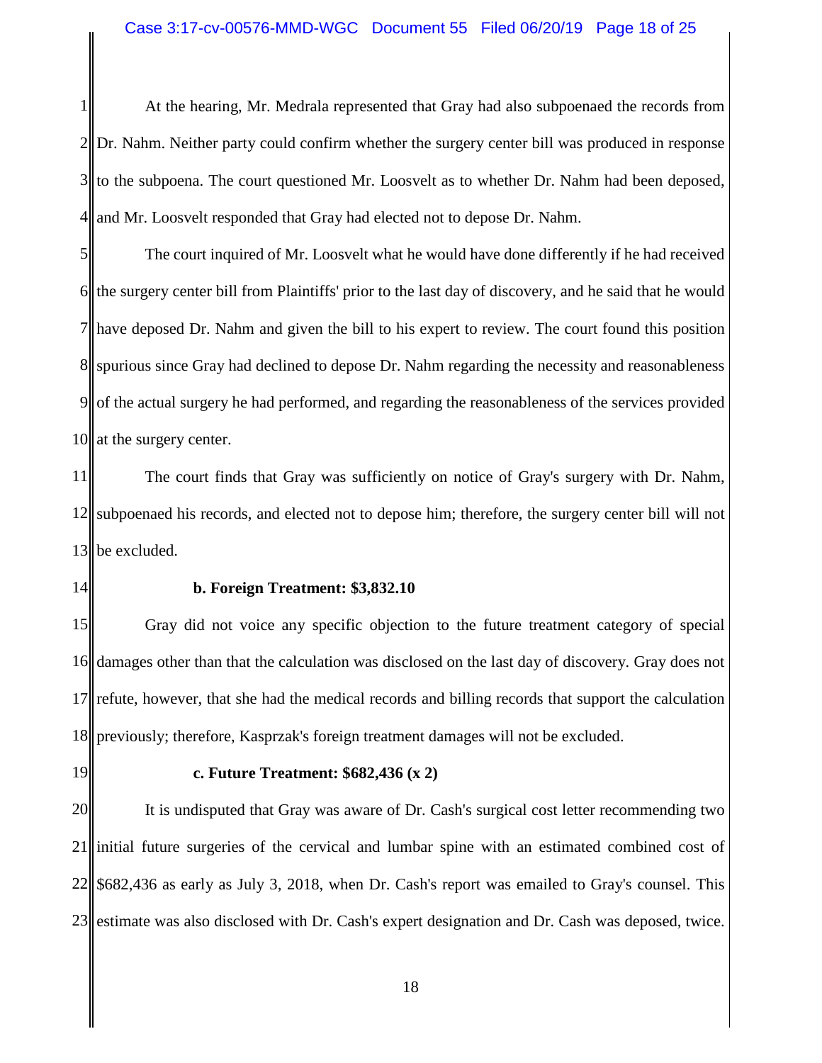At the hearing, Mr. Medrala represented that Gray had also subpoenaed the records from Dr. Nahm. Neither party could confirm whether the surgery center bill was produced in response to the subpoena. The court questioned Mr. Loosvelt as to whether Dr. Nahm had been deposed, and Mr. Loosvelt responded that Gray had elected not to depose Dr. Nahm.

The court inquired of Mr. Loosvelt what he would have done differently if he had received the surgery center bill from Plaintiffs' prior to the last day of discovery, and he said that he would have deposed Dr. Nahm and given the bill to his expert to review. The court found this position spurious since Gray had declined to depose Dr. Nahm regarding the necessity and reasonableness of the actual surgery he had performed, and regarding the reasonableness of the services provided at the surgery center.

The court finds that Gray was sufficiently on notice of Gray's surgery with Dr. Nahm, subpoenaed his records, and elected not to depose him; therefore, the surgery center bill will not be excluded.

**b. Foreign Treatment: $3,832.10**

Gray did not voice any specific objection to the future treatment category of special damages other than that the calculation was disclosed on the last day of discovery. Gray does not refute, however, that she had the medical records and billing records that support the calculation previously; therefore, Kasprzak's foreign treatment damages will not be excluded.

**c. Future Treatment: $682,436 (x 2)**

It is undisputed that Gray was aware of Dr. Cash's surgical cost letter recommending two initial future surgeries of the cervical and lumbar spine with an estimated combined cost of $682,436 as early as July 3, 2018, when Dr. Cash's report was emailed to Gray's counsel. This estimate was also disclosed with Dr. Cash's expert designation and Dr. Cash was deposed, twice.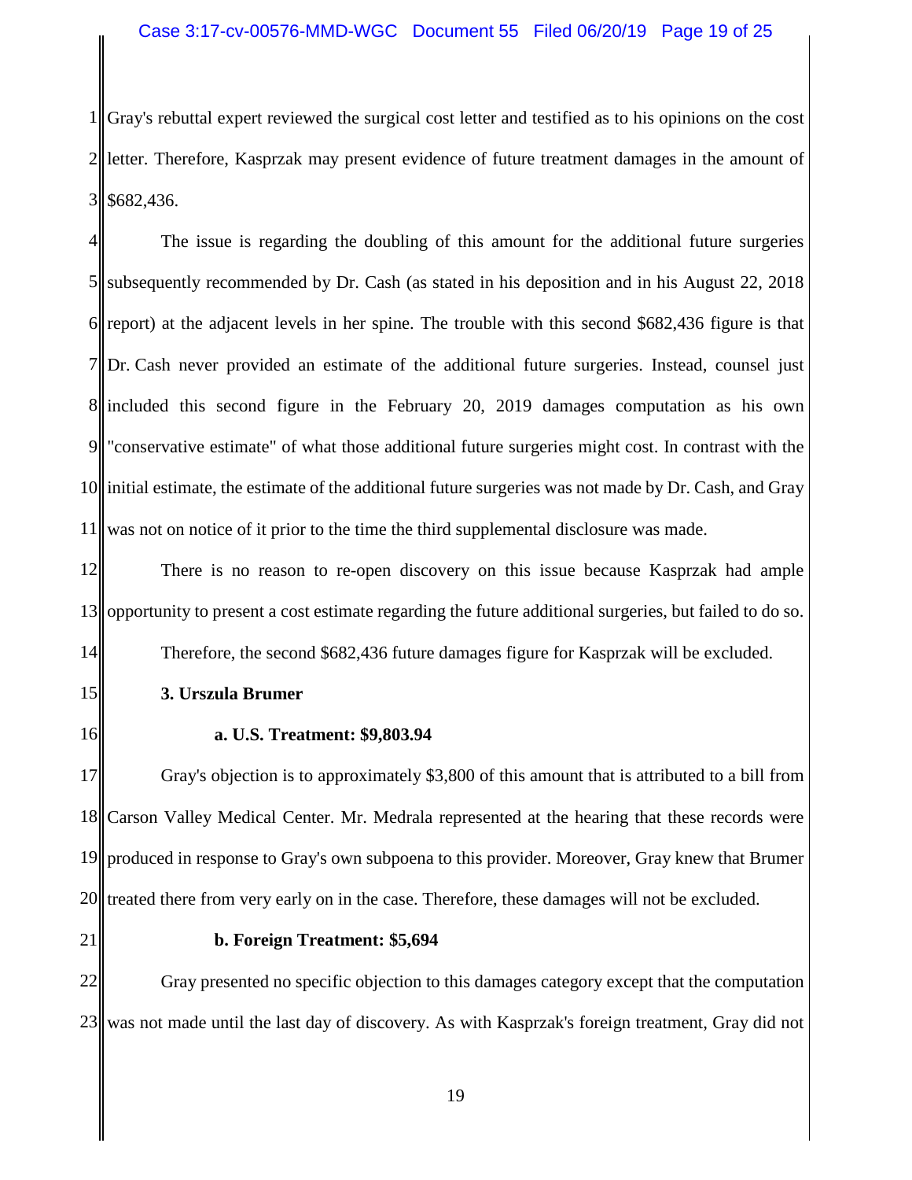Gray's rebuttal expert reviewed the surgical cost letter and testified as to his opinions on the cost letter. Therefore, Kasprzak may present evidence of future treatment damages in the amount of $682,436.

The issue is regarding the doubling of this amount for the additional future surgeries subsequently recommended by Dr. Cash (as stated in his deposition and in his August 22, 2018 report) at the adjacent levels in her spine. The trouble with this second $682,436 figure is that Dr. Cash never provided an estimate of the additional future surgeries. Instead, counsel just included this second figure in the February 20, 2019 damages computation as his own "conservative estimate" of what those additional future surgeries might cost. In contrast with the initial estimate, the estimate of the additional future surgeries was not made by Dr. Cash, and Gray was not on notice of it prior to the time the third supplemental disclosure was made.

There is no reason to re-open discovery on this issue because Kasprzak had ample opportunity to present a cost estimate regarding the future additional surgeries, but failed to do so.

Therefore, the second $682,436 future damages figure for Kasprzak will be excluded.

**3. Urszula Brumer**

**a. U.S. Treatment: $9,803.94**

Gray's objection is to approximately $3,800 of this amount that is attributed to a bill from Carson Valley Medical Center. Mr. Medrala represented at the hearing that these records were produced in response to Gray's own subpoena to this provider. Moreover, Gray knew that Brumer treated there from very early on in the case. Therefore, these damages will not be excluded.

**b. Foreign Treatment: $5,694**

Gray presented no specific objection to this damages category except that the computation was not made until the last day of discovery. As with Kasprzak's foreign treatment, Gray did not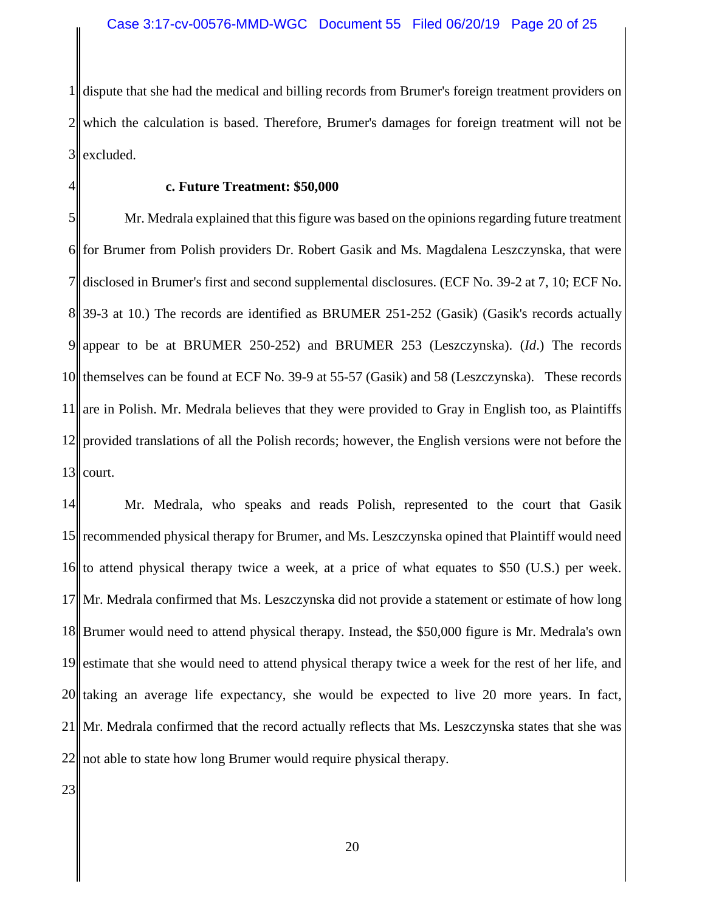dispute that she had the medical and billing records from Brumer's foreign treatment providers on which the calculation is based. Therefore, Brumer's damages for foreign treatment will not be excluded.

**c. Future Treatment: $50,000**

Mr. Medrala explained that this figure was based on the opinions regarding future treatment for Brumer from Polish providers Dr. Robert Gasik and Ms. Magdalena Leszczynska, that were disclosed in Brumer's first and second supplemental disclosures. (ECF No. 39-2 at 7, 10; ECF No. 39-3 at 10.) The records are identified as BRUMER 251-252 (Gasik) (Gasik's records actually appear to be at BRUMER 250-252) and BRUMER 253 (Leszczynska). (*Id*.) The records themselves can be found at ECF No. 39-9 at 55-57 (Gasik) and 58 (Leszczynska). These records are in Polish. Mr. Medrala believes that they were provided to Gray in English too, as Plaintiffs provided translations of all the Polish records; however, the English versions were not before the court.

Mr. Medrala, who speaks and reads Polish, represented to the court that Gasik recommended physical therapy for Brumer, and Ms. Leszczynska opined that Plaintiff would need to attend physical therapy twice a week, at a price of what equates to $50 (U.S.) per week. Mr. Medrala confirmed that Ms. Leszczynska did not provide a statement or estimate of how long Brumer would need to attend physical therapy. Instead, the $50,000 figure is Mr. Medrala's own estimate that she would need to attend physical therapy twice a week for the rest of her life, and taking an average life expectancy, she would be expected to live 20 more years. In fact, Mr. Medrala confirmed that the record actually reflects that Ms. Leszczynska states that she was not able to state how long Brumer would require physical therapy.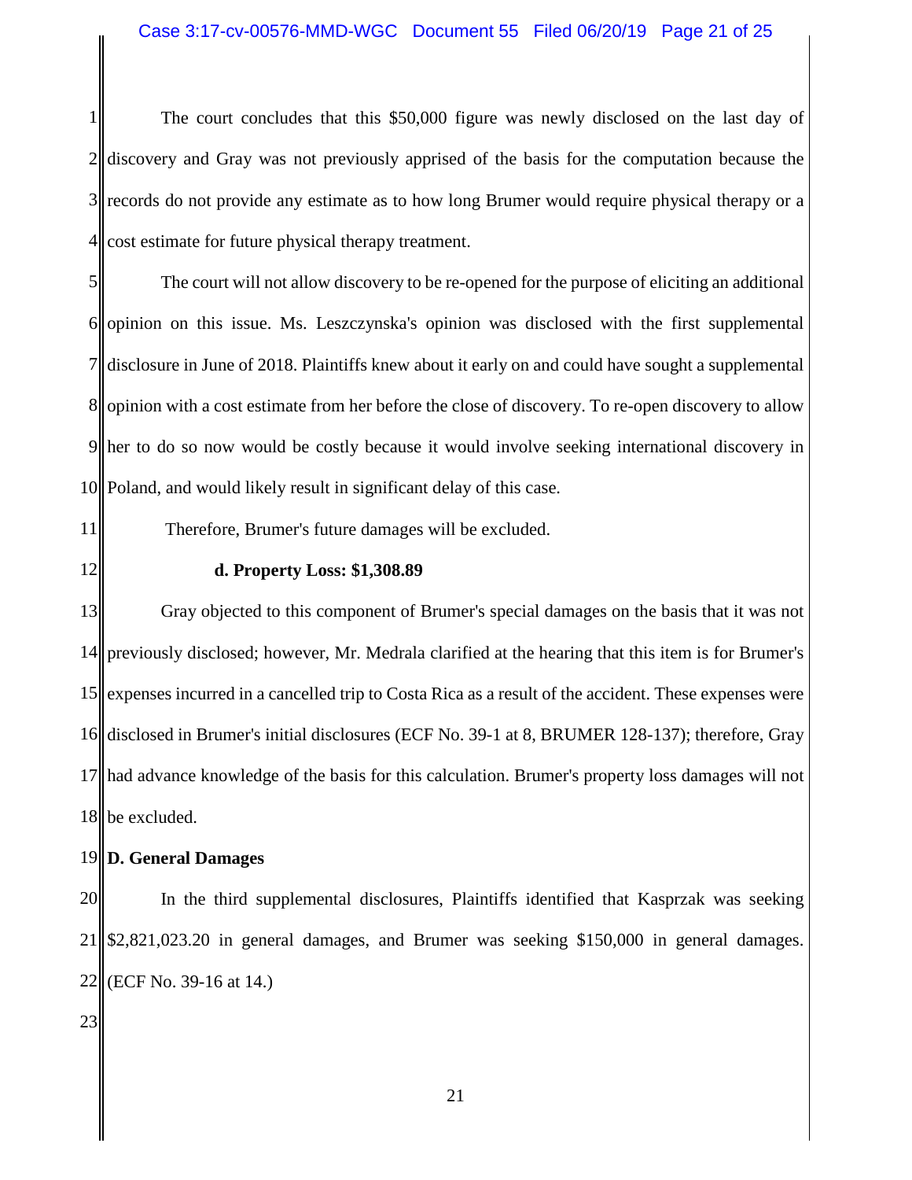The court concludes that this $50,000 figure was newly disclosed on the last day of discovery and Gray was not previously apprised of the basis for the computation because the records do not provide any estimate as to how long Brumer would require physical therapy or a cost estimate for future physical therapy treatment.

The court will not allow discovery to be re-opened for the purpose of eliciting an additional opinion on this issue. Ms. Leszczynska's opinion was disclosed with the first supplemental disclosure in June of 2018. Plaintiffs knew about it early on and could have sought a supplemental opinion with a cost estimate from her before the close of discovery. To re-open discovery to allow her to do so now would be costly because it would involve seeking international discovery in Poland, and would likely result in significant delay of this case.

Therefore, Brumer's future damages will be excluded.

**d. Property Loss: $1,308.89**

Gray objected to this component of Brumer's special damages on the basis that it was not previously disclosed; however, Mr. Medrala clarified at the hearing that this item is for Brumer's expenses incurred in a cancelled trip to Costa Rica as a result of the accident. These expenses were disclosed in Brumer's initial disclosures (ECF No. 39-1 at 8, BRUMER 128-137); therefore, Gray had advance knowledge of the basis for this calculation. Brumer's property loss damages will not be excluded.

**D. General Damages**

In the third supplemental disclosures, Plaintiffs identified that Kasprzak was seeking $2,821,023.20 in general damages, and Brumer was seeking $150,000 in general damages. (ECF No. 39-16 at 14.)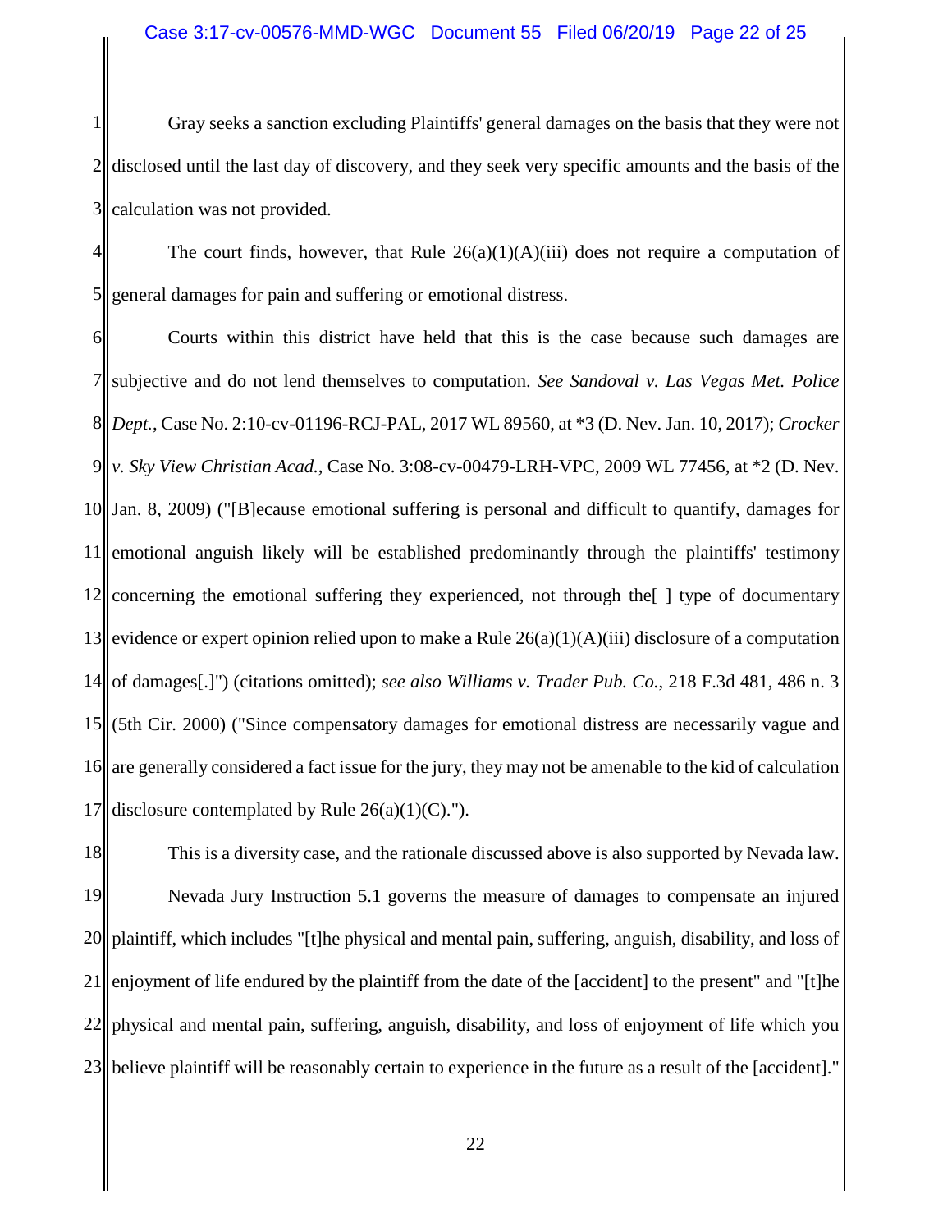Gray seeks a sanction excluding Plaintiffs' general damages on the basis that they were not disclosed until the last day of discovery, and they seek very specific amounts and the basis of the calculation was not provided.

The court finds, however, that Rule 26(a)(1)(A)(iii) does not require a computation of general damages for pain and suffering or emotional distress.

Courts within this district have held that this is the case because such damages are subjective and do not lend themselves to computation. *See Sandoval v. Las Vegas Met. Police Dept.*, Case No. 2:10-cv-01196-RCJ-PAL, 2017 WL 89560, at *3 (D. Nev. Jan. 10, 2017); *Crocker v. Sky View Christian Acad.*, Case No. 3:08-cv-00479-LRH-VPC, 2009 WL 77456, at *2 (D. Nev. Jan. 8, 2009) ("[B]ecause emotional suffering is personal and difficult to quantify, damages for emotional anguish likely will be established predominantly through the plaintiffs' testimony concerning the emotional suffering they experienced, not through the[ ] type of documentary evidence or expert opinion relied upon to make a Rule 26(a)(1)(A)(iii) disclosure of a computation of damages[.]") (citations omitted); *see also Williams v. Trader Pub. Co.*, 218 F.3d 481, 486 n. 3 (5th Cir. 2000) ("Since compensatory damages for emotional distress are necessarily vague and are generally considered a fact issue for the jury, they may not be amenable to the kid of calculation disclosure contemplated by Rule 26(a)(1)(C).").

This is a diversity case, and the rationale discussed above is also supported by Nevada law.

Nevada Jury Instruction 5.1 governs the measure of damages to compensate an injured plaintiff, which includes "[t]he physical and mental pain, suffering, anguish, disability, and loss of enjoyment of life endured by the plaintiff from the date of the [accident] to the present" and "[t]he physical and mental pain, suffering, anguish, disability, and loss of enjoyment of life which you believe plaintiff will be reasonably certain to experience in the future as a result of the [accident]."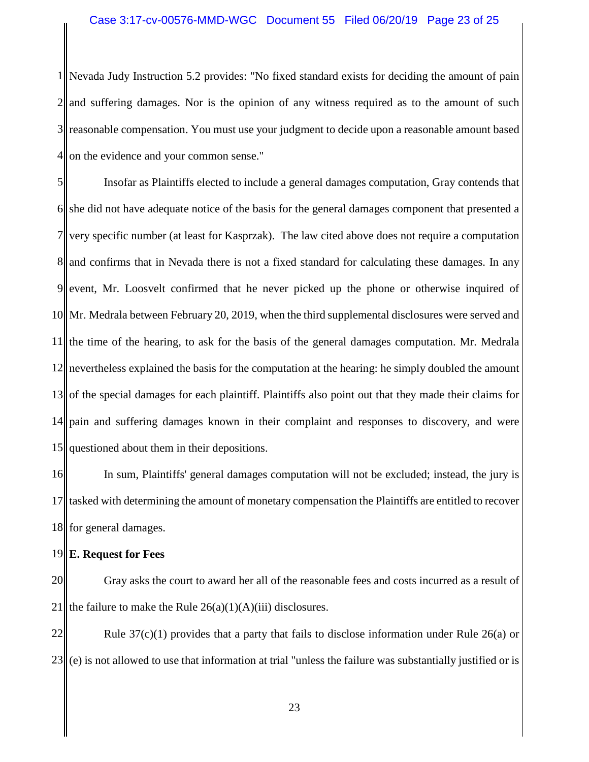Nevada Judy Instruction 5.2 provides: "No fixed standard exists for deciding the amount of pain and suffering damages. Nor is the opinion of any witness required as to the amount of such reasonable compensation. You must use your judgment to decide upon a reasonable amount based on the evidence and your common sense."

Insofar as Plaintiffs elected to include a general damages computation, Gray contends that she did not have adequate notice of the basis for the general damages component that presented a very specific number (at least for Kasprzak). The law cited above does not require a computation and confirms that in Nevada there is not a fixed standard for calculating these damages. In any event, Mr. Loosvelt confirmed that he never picked up the phone or otherwise inquired of Mr. Medrala between February 20, 2019, when the third supplemental disclosures were served and the time of the hearing, to ask for the basis of the general damages computation. Mr. Medrala nevertheless explained the basis for the computation at the hearing: he simply doubled the amount of the special damages for each plaintiff. Plaintiffs also point out that they made their claims for pain and suffering damages known in their complaint and responses to discovery, and were questioned about them in their depositions.

In sum, Plaintiffs' general damages computation will not be excluded; instead, the jury is tasked with determining the amount of monetary compensation the Plaintiffs are entitled to recover for general damages.

**E. Request for Fees**

Gray asks the court to award her all of the reasonable fees and costs incurred as a result of the failure to make the Rule 26(a)(1)(A)(iii) disclosures.

Rule 37(c)(1) provides that a party that fails to disclose information under Rule 26(a) or (e) is not allowed to use that information at trial "unless the failure was substantially justified or is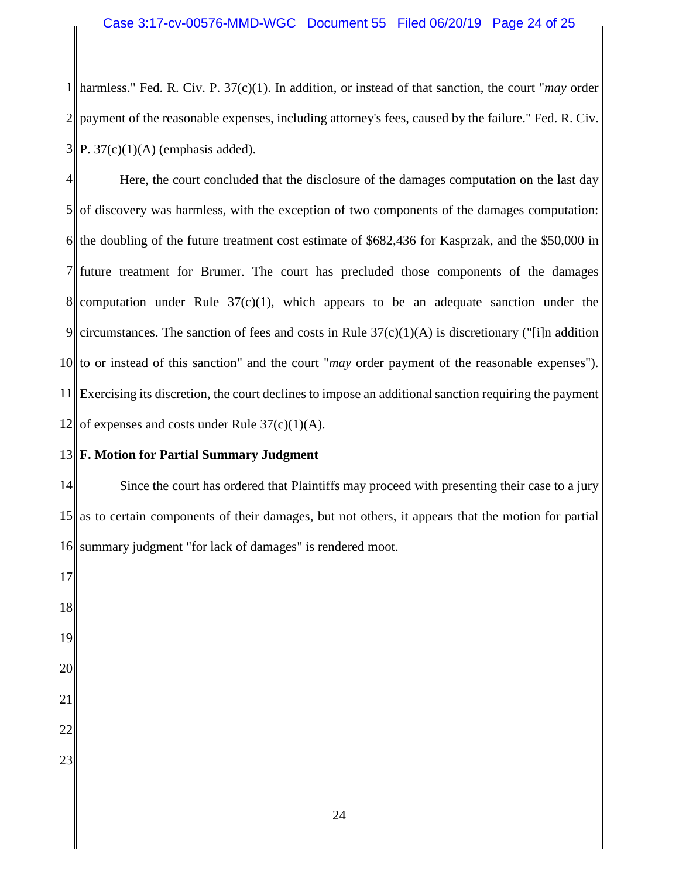harmless." Fed. R. Civ. P. 37(c)(1). In addition, or instead of that sanction, the court "*may* order payment of the reasonable expenses, including attorney's fees, caused by the failure." Fed. R. Civ. P. 37(c)(1)(A) (emphasis added).

Here, the court concluded that the disclosure of the damages computation on the last day of discovery was harmless, with the exception of two components of the damages computation: the doubling of the future treatment cost estimate of $682,436 for Kasprzak, and the $50,000 in future treatment for Brumer. The court has precluded those components of the damages computation under Rule 37(c)(1), which appears to be an adequate sanction under the circumstances. The sanction of fees and costs in Rule 37(c)(1)(A) is discretionary ("[i]n addition to or instead of this sanction" and the court "*may* order payment of the reasonable expenses"). Exercising its discretion, the court declines to impose an additional sanction requiring the payment of expenses and costs under Rule 37(c)(1)(A).

**F. Motion for Partial Summary Judgment**

Since the court has ordered that Plaintiffs may proceed with presenting their case to a jury as to certain components of their damages, but not others, it appears that the motion for partial summary judgment "for lack of damages" is rendered moot.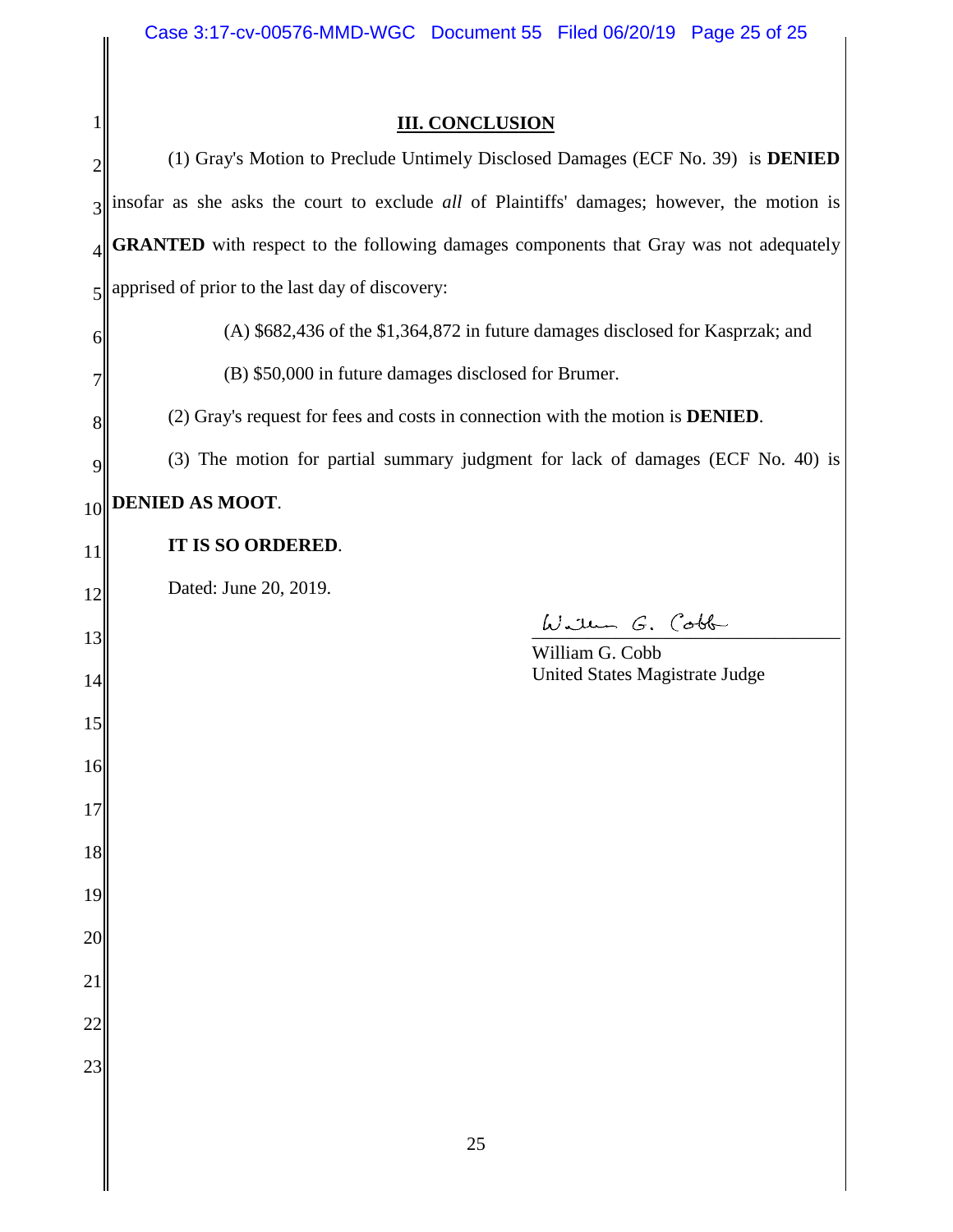## III. CONCLUSION

(1) Gray's Motion to Preclude Untimely Disclosed Damages (ECF No. 39) is **DENIED** insofar as she asks the court to exclude *all* of Plaintiffs' damages; however, the motion is **GRANTED** with respect to the following damages components that Gray was not adequately apprised of prior to the last day of discovery:

(A) $682,436 of the $1,364,872 in future damages disclosed for Kasprzak; and

(B) $50,000 in future damages disclosed for Brumer.

(2) Gray's request for fees and costs in connection with the motion is **DENIED**.

(3) The motion for partial summary judgment for lack of damages (ECF No. 40) is **DENIED AS MOOT**.

**IT IS SO ORDERED**.

Dated: June 20, 2019.

William G. Cobb
United States Magistrate Judge